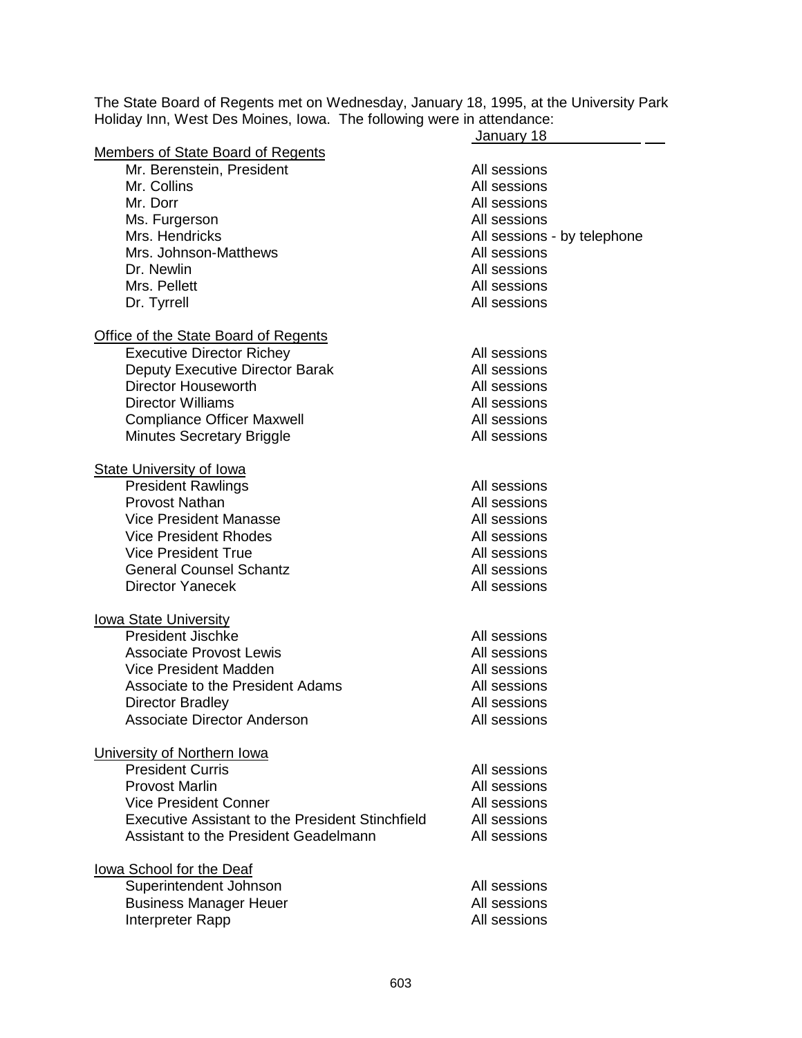The State Board of Regents met on Wednesday, January 18, 1995, at the University Park Holiday Inn, West Des Moines, Iowa. The following were in attendance:

| | January 18 |
|---|---|
| **Members of State Board of Regents** | |
| Mr. Berenstein, President | All sessions |
| Mr. Collins | All sessions |
| Mr. Dorr | All sessions |
| Ms. Furgerson | All sessions |
| Mrs. Hendricks | All sessions - by telephone |
| Mrs. Johnson-Matthews | All sessions |
| Dr. Newlin | All sessions |
| Mrs. Pellett | All sessions |
| Dr. Tyrrell | All sessions |
| **Office of the State Board of Regents** | |
| Executive Director Richey | All sessions |
| Deputy Executive Director Barak | All sessions |
| Director Houseworth | All sessions |
| Director Williams | All sessions |
| Compliance Officer Maxwell | All sessions |
| Minutes Secretary Briggle | All sessions |
| **State University of Iowa** | |
| President Rawlings | All sessions |
| Provost Nathan | All sessions |
| Vice President Manasse | All sessions |
| Vice President Rhodes | All sessions |
| Vice President True | All sessions |
| General Counsel Schantz | All sessions |
| Director Yanecek | All sessions |
| **Iowa State University** | |
| President Jischke | All sessions |
| Associate Provost Lewis | All sessions |
| Vice President Madden | All sessions |
| Associate to the President Adams | All sessions |
| Director Bradley | All sessions |
| Associate Director Anderson | All sessions |
| **University of Northern Iowa** | |
| President Curris | All sessions |
| Provost Marlin | All sessions |
| Vice President Conner | All sessions |
| Executive Assistant to the President Stinchfield | All sessions |
| Assistant to the President Geadelmann | All sessions |
| **Iowa School for the Deaf** | |
| Superintendent Johnson | All sessions |
| Business Manager Heuer | All sessions |
| Interpreter Rapp | All sessions |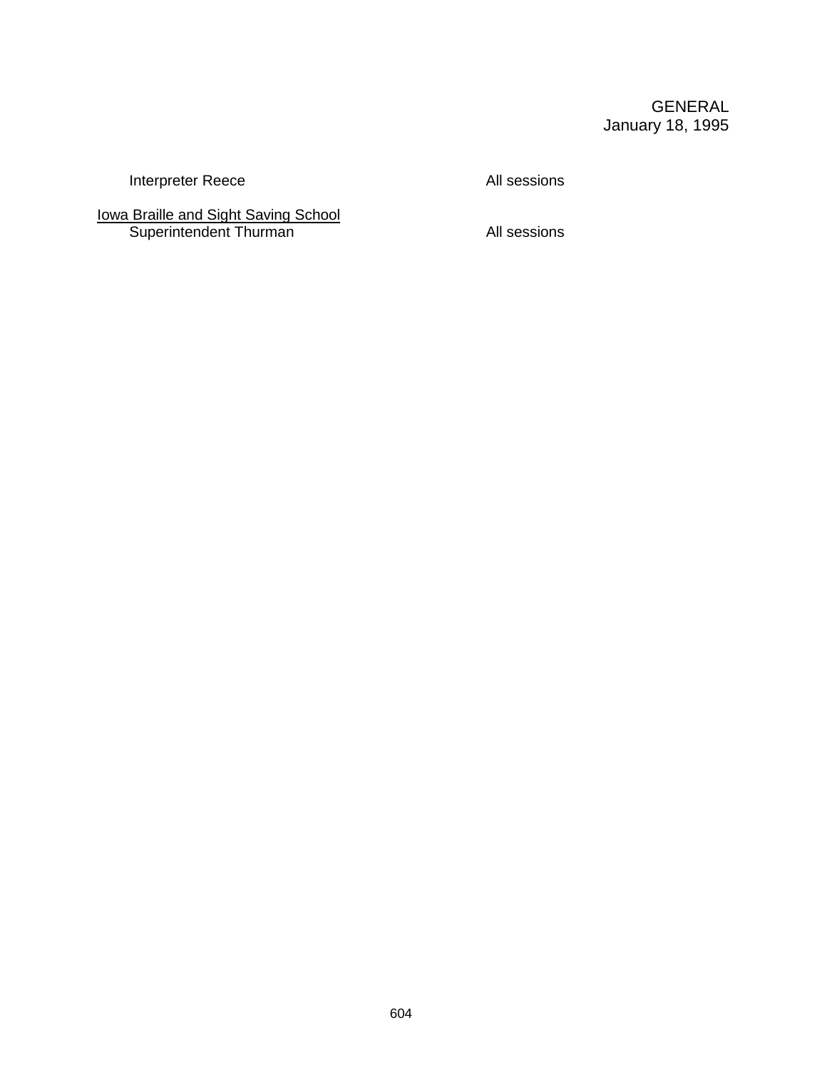| | |
|---|---|
| Interpreter Reece | All sessions |
| <u>Iowa Braille and Sight Saving School</u> | |
| Superintendent Thurman | All sessions |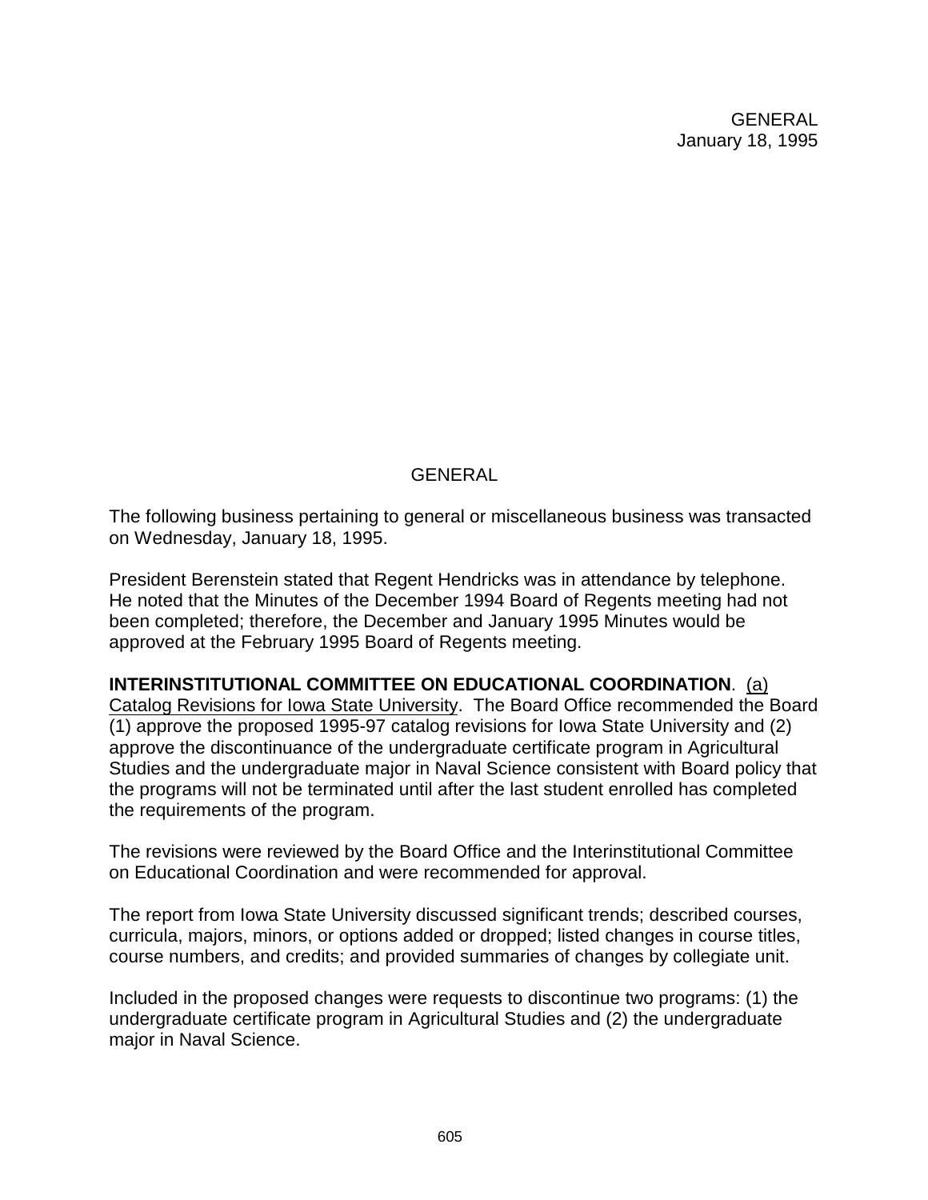## GENERAL

The following business pertaining to general or miscellaneous business was transacted on Wednesday, January 18, 1995.

President Berenstein stated that Regent Hendricks was in attendance by telephone. He noted that the Minutes of the December 1994 Board of Regents meeting had not been completed; therefore, the December and January 1995 Minutes would be approved at the February 1995 Board of Regents meeting.

**INTERINSTITUTIONAL COMMITTEE ON EDUCATIONAL COORDINATION**. (a) Catalog Revisions for Iowa State University. The Board Office recommended the Board (1) approve the proposed 1995-97 catalog revisions for Iowa State University and (2) approve the discontinuance of the undergraduate certificate program in Agricultural Studies and the undergraduate major in Naval Science consistent with Board policy that the programs will not be terminated until after the last student enrolled has completed the requirements of the program.

The revisions were reviewed by the Board Office and the Interinstitutional Committee on Educational Coordination and were recommended for approval.

The report from Iowa State University discussed significant trends; described courses, curricula, majors, minors, or options added or dropped; listed changes in course titles, course numbers, and credits; and provided summaries of changes by collegiate unit.

Included in the proposed changes were requests to discontinue two programs: (1) the undergraduate certificate program in Agricultural Studies and (2) the undergraduate major in Naval Science.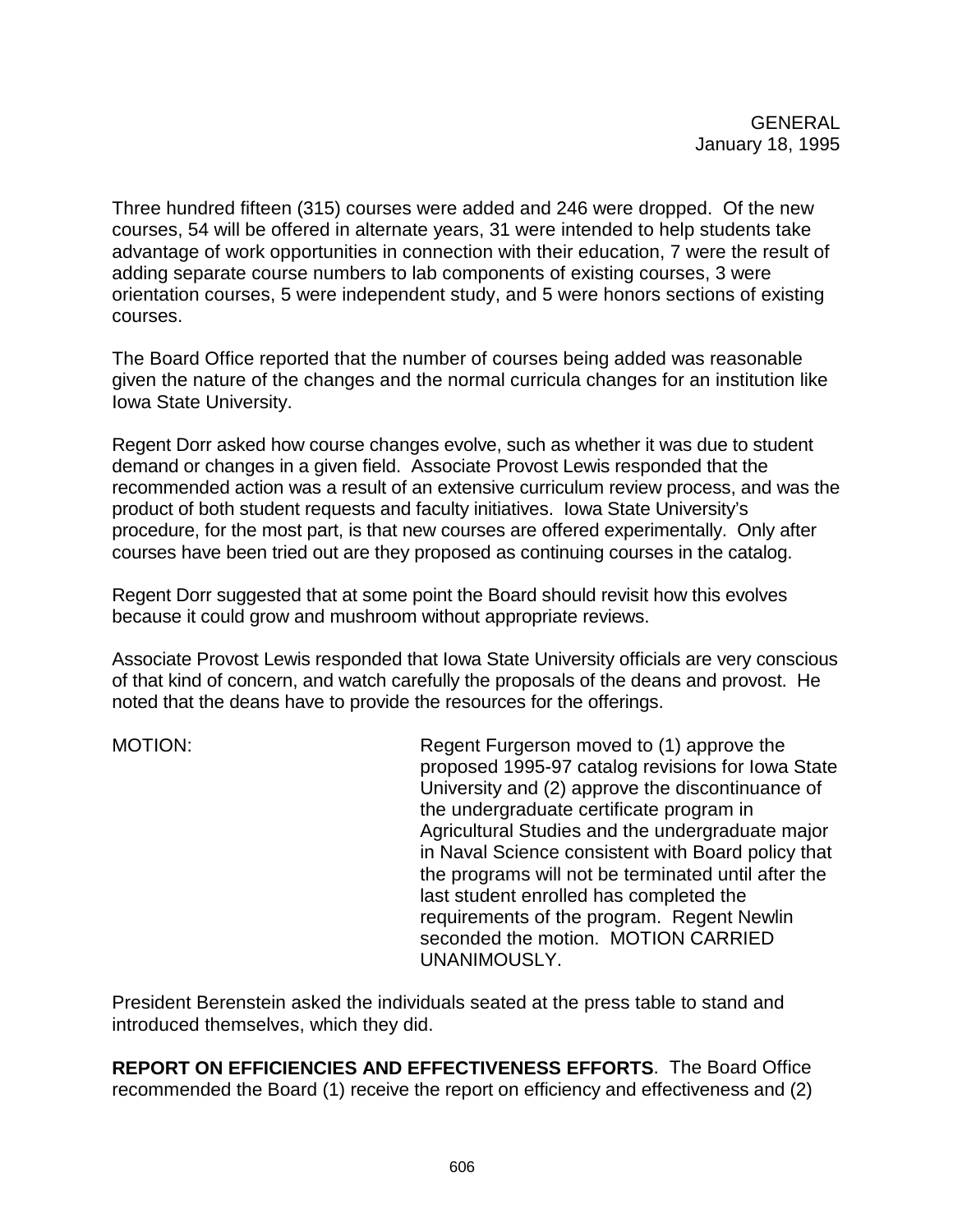Three hundred fifteen (315) courses were added and 246 were dropped. Of the new courses, 54 will be offered in alternate years, 31 were intended to help students take advantage of work opportunities in connection with their education, 7 were the result of adding separate course numbers to lab components of existing courses, 3 were orientation courses, 5 were independent study, and 5 were honors sections of existing courses.

The Board Office reported that the number of courses being added was reasonable given the nature of the changes and the normal curricula changes for an institution like Iowa State University.

Regent Dorr asked how course changes evolve, such as whether it was due to student demand or changes in a given field. Associate Provost Lewis responded that the recommended action was a result of an extensive curriculum review process, and was the product of both student requests and faculty initiatives. Iowa State University's procedure, for the most part, is that new courses are offered experimentally. Only after courses have been tried out are they proposed as continuing courses in the catalog.

Regent Dorr suggested that at some point the Board should revisit how this evolves because it could grow and mushroom without appropriate reviews.

Associate Provost Lewis responded that Iowa State University officials are very conscious of that kind of concern, and watch carefully the proposals of the deans and provost. He noted that the deans have to provide the resources for the offerings.

MOTION: Regent Furgerson moved to (1) approve the proposed 1995-97 catalog revisions for Iowa State University and (2) approve the discontinuance of the undergraduate certificate program in Agricultural Studies and the undergraduate major in Naval Science consistent with Board policy that the programs will not be terminated until after the last student enrolled has completed the requirements of the program. Regent Newlin seconded the motion. MOTION CARRIED UNANIMOUSLY.

President Berenstein asked the individuals seated at the press table to stand and introduced themselves, which they did.

**REPORT ON EFFICIENCIES AND EFFECTIVENESS EFFORTS**. The Board Office recommended the Board (1) receive the report on efficiency and effectiveness and (2)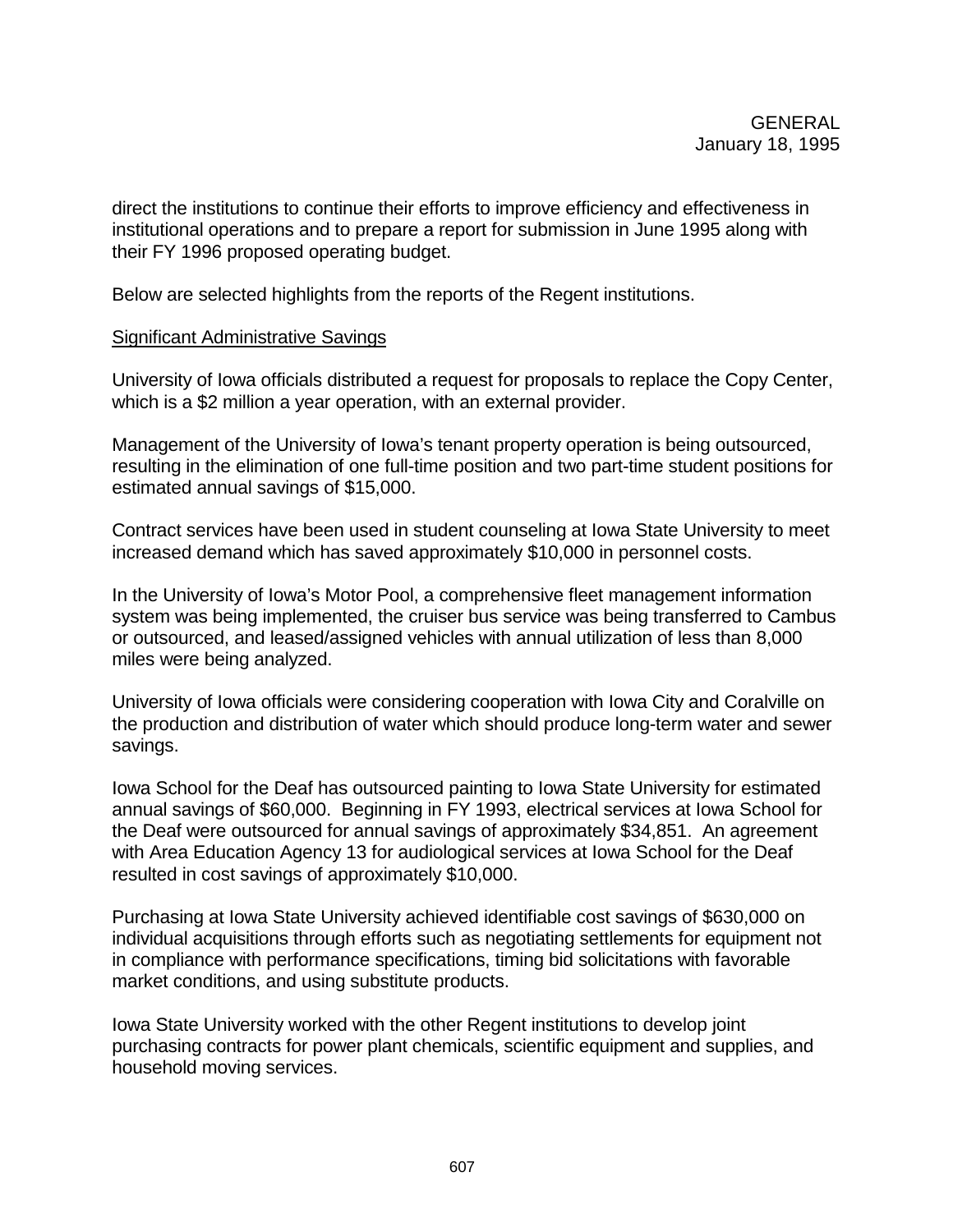direct the institutions to continue their efforts to improve efficiency and effectiveness in institutional operations and to prepare a report for submission in June 1995 along with their FY 1996 proposed operating budget.

Below are selected highlights from the reports of the Regent institutions.

## Significant Administrative Savings

University of Iowa officials distributed a request for proposals to replace the Copy Center, which is a $2 million a year operation, with an external provider.

Management of the University of Iowa's tenant property operation is being outsourced, resulting in the elimination of one full-time position and two part-time student positions for estimated annual savings of $15,000.

Contract services have been used in student counseling at Iowa State University to meet increased demand which has saved approximately $10,000 in personnel costs.

In the University of Iowa's Motor Pool, a comprehensive fleet management information system was being implemented, the cruiser bus service was being transferred to Cambus or outsourced, and leased/assigned vehicles with annual utilization of less than 8,000 miles were being analyzed.

University of Iowa officials were considering cooperation with Iowa City and Coralville on the production and distribution of water which should produce long-term water and sewer savings.

Iowa School for the Deaf has outsourced painting to Iowa State University for estimated annual savings of $60,000. Beginning in FY 1993, electrical services at Iowa School for the Deaf were outsourced for annual savings of approximately $34,851. An agreement with Area Education Agency 13 for audiological services at Iowa School for the Deaf resulted in cost savings of approximately $10,000.

Purchasing at Iowa State University achieved identifiable cost savings of $630,000 on individual acquisitions through efforts such as negotiating settlements for equipment not in compliance with performance specifications, timing bid solicitations with favorable market conditions, and using substitute products.

Iowa State University worked with the other Regent institutions to develop joint purchasing contracts for power plant chemicals, scientific equipment and supplies, and household moving services.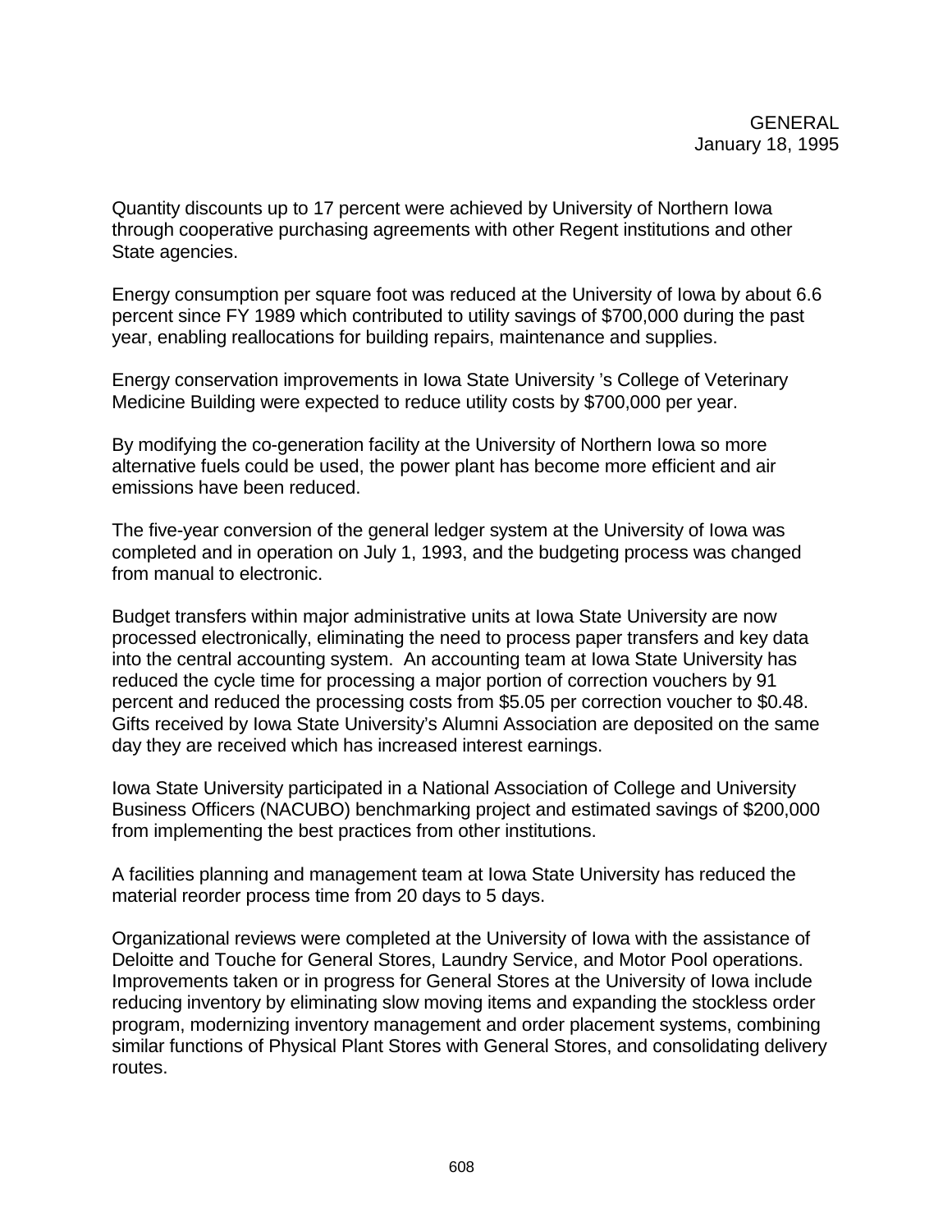Quantity discounts up to 17 percent were achieved by University of Northern Iowa through cooperative purchasing agreements with other Regent institutions and other State agencies.

Energy consumption per square foot was reduced at the University of Iowa by about 6.6 percent since FY 1989 which contributed to utility savings of $700,000 during the past year, enabling reallocations for building repairs, maintenance and supplies.

Energy conservation improvements in Iowa State University 's College of Veterinary Medicine Building were expected to reduce utility costs by $700,000 per year.

By modifying the co-generation facility at the University of Northern Iowa so more alternative fuels could be used, the power plant has become more efficient and air emissions have been reduced.

The five-year conversion of the general ledger system at the University of Iowa was completed and in operation on July 1, 1993, and the budgeting process was changed from manual to electronic.

Budget transfers within major administrative units at Iowa State University are now processed electronically, eliminating the need to process paper transfers and key data into the central accounting system. An accounting team at Iowa State University has reduced the cycle time for processing a major portion of correction vouchers by 91 percent and reduced the processing costs from $5.05 per correction voucher to $0.48. Gifts received by Iowa State University's Alumni Association are deposited on the same day they are received which has increased interest earnings.

Iowa State University participated in a National Association of College and University Business Officers (NACUBO) benchmarking project and estimated savings of $200,000 from implementing the best practices from other institutions.

A facilities planning and management team at Iowa State University has reduced the material reorder process time from 20 days to 5 days.

Organizational reviews were completed at the University of Iowa with the assistance of Deloitte and Touche for General Stores, Laundry Service, and Motor Pool operations. Improvements taken or in progress for General Stores at the University of Iowa include reducing inventory by eliminating slow moving items and expanding the stockless order program, modernizing inventory management and order placement systems, combining similar functions of Physical Plant Stores with General Stores, and consolidating delivery routes.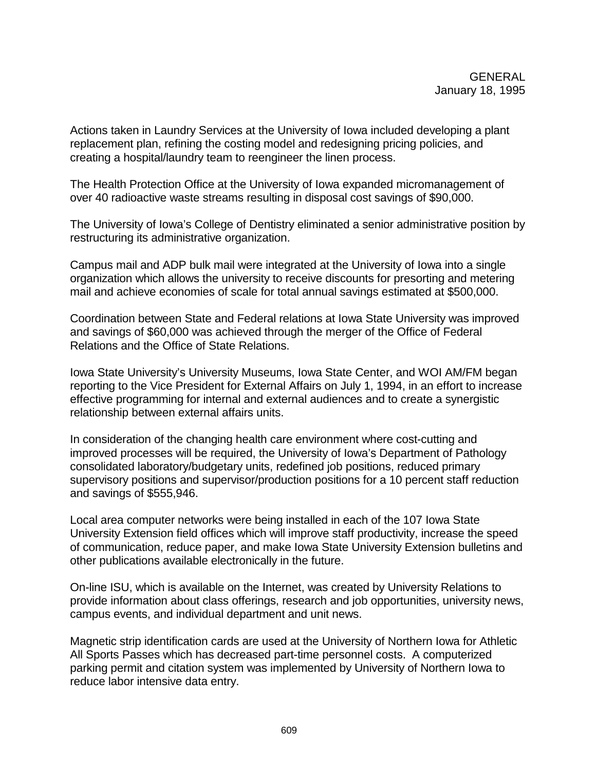Actions taken in Laundry Services at the University of Iowa included developing a plant replacement plan, refining the costing model and redesigning pricing policies, and creating a hospital/laundry team to reengineer the linen process.

The Health Protection Office at the University of Iowa expanded micromanagement of over 40 radioactive waste streams resulting in disposal cost savings of $90,000.

The University of Iowa's College of Dentistry eliminated a senior administrative position by restructuring its administrative organization.

Campus mail and ADP bulk mail were integrated at the University of Iowa into a single organization which allows the university to receive discounts for presorting and metering mail and achieve economies of scale for total annual savings estimated at $500,000.

Coordination between State and Federal relations at Iowa State University was improved and savings of $60,000 was achieved through the merger of the Office of Federal Relations and the Office of State Relations.

Iowa State University's University Museums, Iowa State Center, and WOI AM/FM began reporting to the Vice President for External Affairs on July 1, 1994, in an effort to increase effective programming for internal and external audiences and to create a synergistic relationship between external affairs units.

In consideration of the changing health care environment where cost-cutting and improved processes will be required, the University of Iowa's Department of Pathology consolidated laboratory/budgetary units, redefined job positions, reduced primary supervisory positions and supervisor/production positions for a 10 percent staff reduction and savings of $555,946.

Local area computer networks were being installed in each of the 107 Iowa State University Extension field offices which will improve staff productivity, increase the speed of communication, reduce paper, and make Iowa State University Extension bulletins and other publications available electronically in the future.

On-line ISU, which is available on the Internet, was created by University Relations to provide information about class offerings, research and job opportunities, university news, campus events, and individual department and unit news.

Magnetic strip identification cards are used at the University of Northern Iowa for Athletic All Sports Passes which has decreased part-time personnel costs. A computerized parking permit and citation system was implemented by University of Northern Iowa to reduce labor intensive data entry.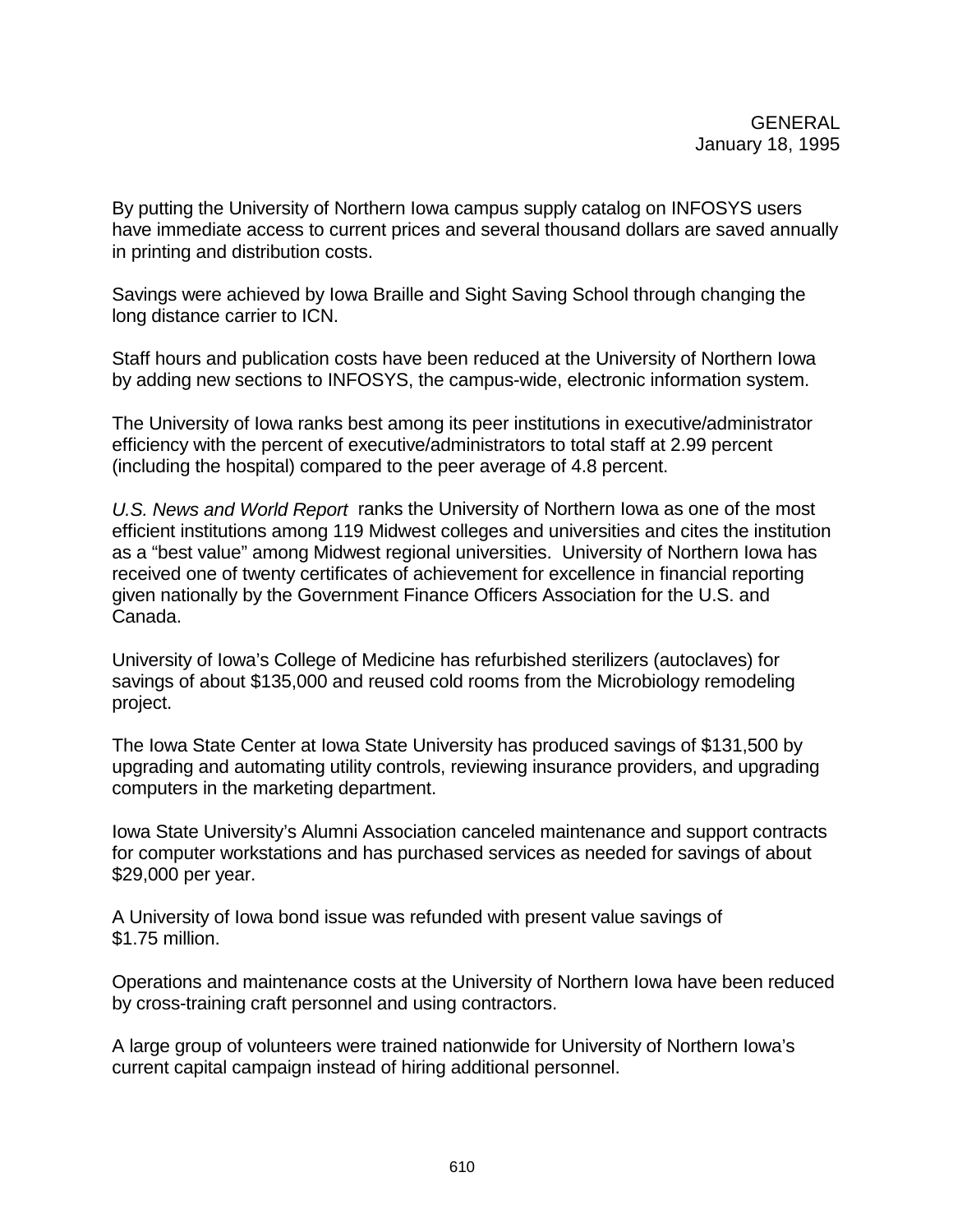GENERAL
January 18, 1995

By putting the University of Northern Iowa campus supply catalog on INFOSYS users have immediate access to current prices and several thousand dollars are saved annually in printing and distribution costs.

Savings were achieved by Iowa Braille and Sight Saving School through changing the long distance carrier to ICN.

Staff hours and publication costs have been reduced at the University of Northern Iowa by adding new sections to INFOSYS, the campus-wide, electronic information system.

The University of Iowa ranks best among its peer institutions in executive/administrator efficiency with the percent of executive/administrators to total staff at 2.99 percent (including the hospital) compared to the peer average of 4.8 percent.

*U.S. News and World Report* ranks the University of Northern Iowa as one of the most efficient institutions among 119 Midwest colleges and universities and cites the institution as a "best value" among Midwest regional universities. University of Northern Iowa has received one of twenty certificates of achievement for excellence in financial reporting given nationally by the Government Finance Officers Association for the U.S. and Canada.

University of Iowa's College of Medicine has refurbished sterilizers (autoclaves) for savings of about $135,000 and reused cold rooms from the Microbiology remodeling project.

The Iowa State Center at Iowa State University has produced savings of $131,500 by upgrading and automating utility controls, reviewing insurance providers, and upgrading computers in the marketing department.

Iowa State University's Alumni Association canceled maintenance and support contracts for computer workstations and has purchased services as needed for savings of about $29,000 per year.

A University of Iowa bond issue was refunded with present value savings of $1.75 million.

Operations and maintenance costs at the University of Northern Iowa have been reduced by cross-training craft personnel and using contractors.

A large group of volunteers were trained nationwide for University of Northern Iowa's current capital campaign instead of hiring additional personnel.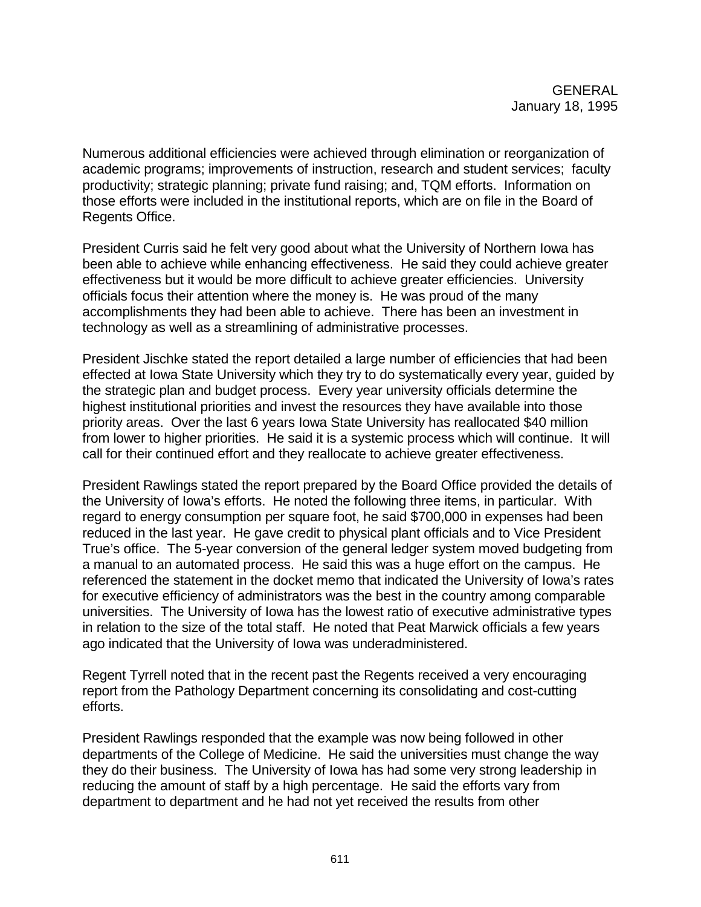Numerous additional efficiencies were achieved through elimination or reorganization of academic programs; improvements of instruction, research and student services; faculty productivity; strategic planning; private fund raising; and, TQM efforts. Information on those efforts were included in the institutional reports, which are on file in the Board of Regents Office.

President Curris said he felt very good about what the University of Northern Iowa has been able to achieve while enhancing effectiveness. He said they could achieve greater effectiveness but it would be more difficult to achieve greater efficiencies. University officials focus their attention where the money is. He was proud of the many accomplishments they had been able to achieve. There has been an investment in technology as well as a streamlining of administrative processes.

President Jischke stated the report detailed a large number of efficiencies that had been effected at Iowa State University which they try to do systematically every year, guided by the strategic plan and budget process. Every year university officials determine the highest institutional priorities and invest the resources they have available into those priority areas. Over the last 6 years Iowa State University has reallocated $40 million from lower to higher priorities. He said it is a systemic process which will continue. It will call for their continued effort and they reallocate to achieve greater effectiveness.

President Rawlings stated the report prepared by the Board Office provided the details of the University of Iowa's efforts. He noted the following three items, in particular. With regard to energy consumption per square foot, he said $700,000 in expenses had been reduced in the last year. He gave credit to physical plant officials and to Vice President True's office. The 5-year conversion of the general ledger system moved budgeting from a manual to an automated process. He said this was a huge effort on the campus. He referenced the statement in the docket memo that indicated the University of Iowa's rates for executive efficiency of administrators was the best in the country among comparable universities. The University of Iowa has the lowest ratio of executive administrative types in relation to the size of the total staff. He noted that Peat Marwick officials a few years ago indicated that the University of Iowa was underadministered.

Regent Tyrrell noted that in the recent past the Regents received a very encouraging report from the Pathology Department concerning its consolidating and cost-cutting efforts.

President Rawlings responded that the example was now being followed in other departments of the College of Medicine. He said the universities must change the way they do their business. The University of Iowa has had some very strong leadership in reducing the amount of staff by a high percentage. He said the efforts vary from department to department and he had not yet received the results from other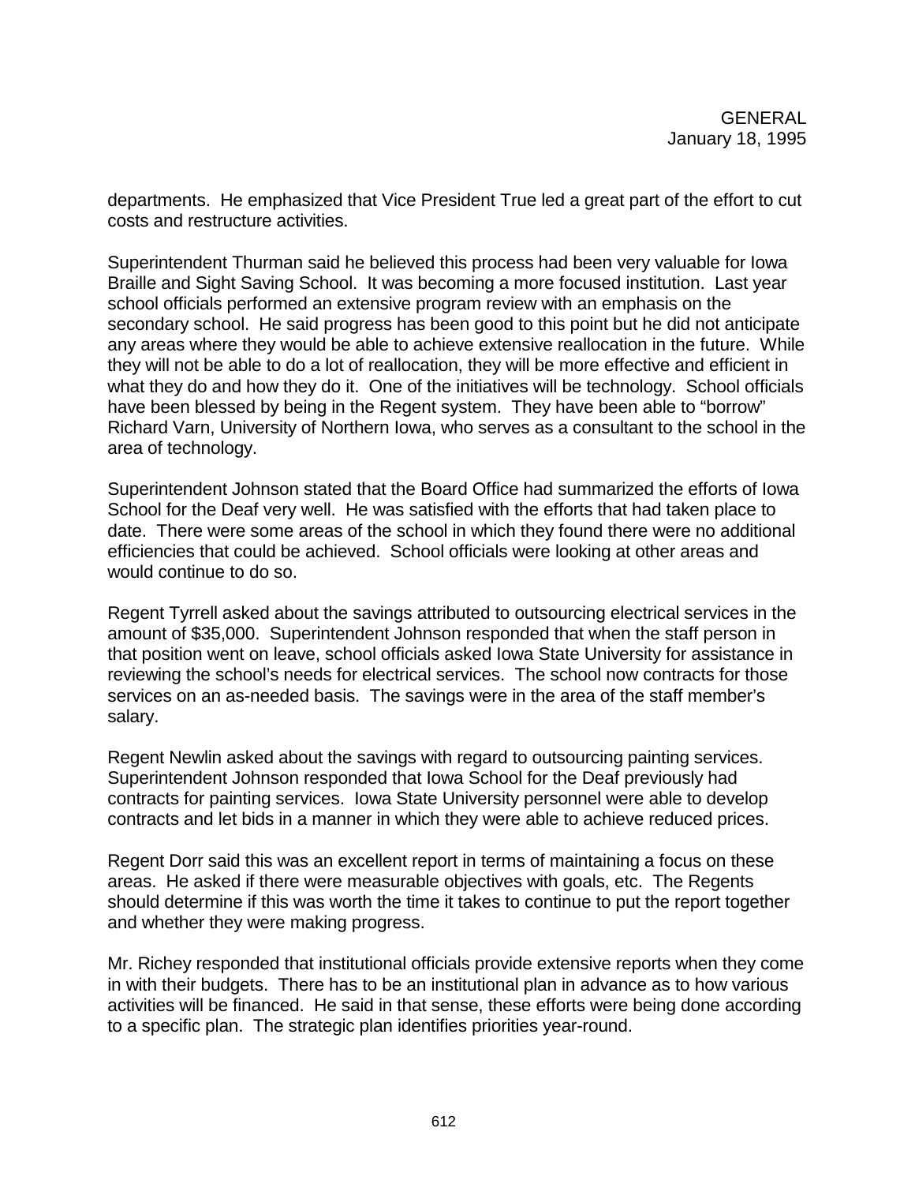departments. He emphasized that Vice President True led a great part of the effort to cut costs and restructure activities.

Superintendent Thurman said he believed this process had been very valuable for Iowa Braille and Sight Saving School. It was becoming a more focused institution. Last year school officials performed an extensive program review with an emphasis on the secondary school. He said progress has been good to this point but he did not anticipate any areas where they would be able to achieve extensive reallocation in the future. While they will not be able to do a lot of reallocation, they will be more effective and efficient in what they do and how they do it. One of the initiatives will be technology. School officials have been blessed by being in the Regent system. They have been able to "borrow" Richard Varn, University of Northern Iowa, who serves as a consultant to the school in the area of technology.

Superintendent Johnson stated that the Board Office had summarized the efforts of Iowa School for the Deaf very well. He was satisfied with the efforts that had taken place to date. There were some areas of the school in which they found there were no additional efficiencies that could be achieved. School officials were looking at other areas and would continue to do so.

Regent Tyrrell asked about the savings attributed to outsourcing electrical services in the amount of $35,000. Superintendent Johnson responded that when the staff person in that position went on leave, school officials asked Iowa State University for assistance in reviewing the school's needs for electrical services. The school now contracts for those services on an as-needed basis. The savings were in the area of the staff member's salary.

Regent Newlin asked about the savings with regard to outsourcing painting services. Superintendent Johnson responded that Iowa School for the Deaf previously had contracts for painting services. Iowa State University personnel were able to develop contracts and let bids in a manner in which they were able to achieve reduced prices.

Regent Dorr said this was an excellent report in terms of maintaining a focus on these areas. He asked if there were measurable objectives with goals, etc. The Regents should determine if this was worth the time it takes to continue to put the report together and whether they were making progress.

Mr. Richey responded that institutional officials provide extensive reports when they come in with their budgets. There has to be an institutional plan in advance as to how various activities will be financed. He said in that sense, these efforts were being done according to a specific plan. The strategic plan identifies priorities year-round.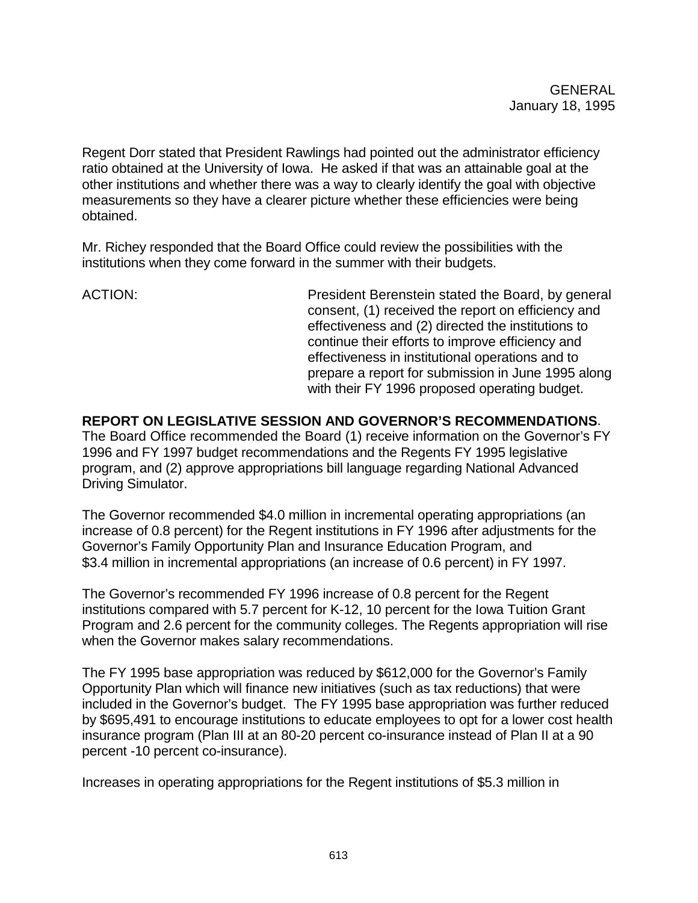Regent Dorr stated that President Rawlings had pointed out the administrator efficiency ratio obtained at the University of Iowa. He asked if that was an attainable goal at the other institutions and whether there was a way to clearly identify the goal with objective measurements so they have a clearer picture whether these efficiencies were being obtained.

Mr. Richey responded that the Board Office could review the possibilities with the institutions when they come forward in the summer with their budgets.

ACTION: President Berenstein stated the Board, by general consent, (1) received the report on efficiency and effectiveness and (2) directed the institutions to continue their efforts to improve efficiency and effectiveness in institutional operations and to prepare a report for submission in June 1995 along with their FY 1996 proposed operating budget.

**REPORT ON LEGISLATIVE SESSION AND GOVERNOR'S RECOMMENDATIONS**. The Board Office recommended the Board (1) receive information on the Governor's FY 1996 and FY 1997 budget recommendations and the Regents FY 1995 legislative program, and (2) approve appropriations bill language regarding National Advanced Driving Simulator.

The Governor recommended $4.0 million in incremental operating appropriations (an increase of 0.8 percent) for the Regent institutions in FY 1996 after adjustments for the Governor's Family Opportunity Plan and Insurance Education Program, and $3.4 million in incremental appropriations (an increase of 0.6 percent) in FY 1997.

The Governor's recommended FY 1996 increase of 0.8 percent for the Regent institutions compared with 5.7 percent for K-12, 10 percent for the Iowa Tuition Grant Program and 2.6 percent for the community colleges. The Regents appropriation will rise when the Governor makes salary recommendations.

The FY 1995 base appropriation was reduced by $612,000 for the Governor's Family Opportunity Plan which will finance new initiatives (such as tax reductions) that were included in the Governor's budget. The FY 1995 base appropriation was further reduced by $695,491 to encourage institutions to educate employees to opt for a lower cost health insurance program (Plan III at an 80-20 percent co-insurance instead of Plan II at a 90 percent -10 percent co-insurance).

Increases in operating appropriations for the Regent institutions of $5.3 million in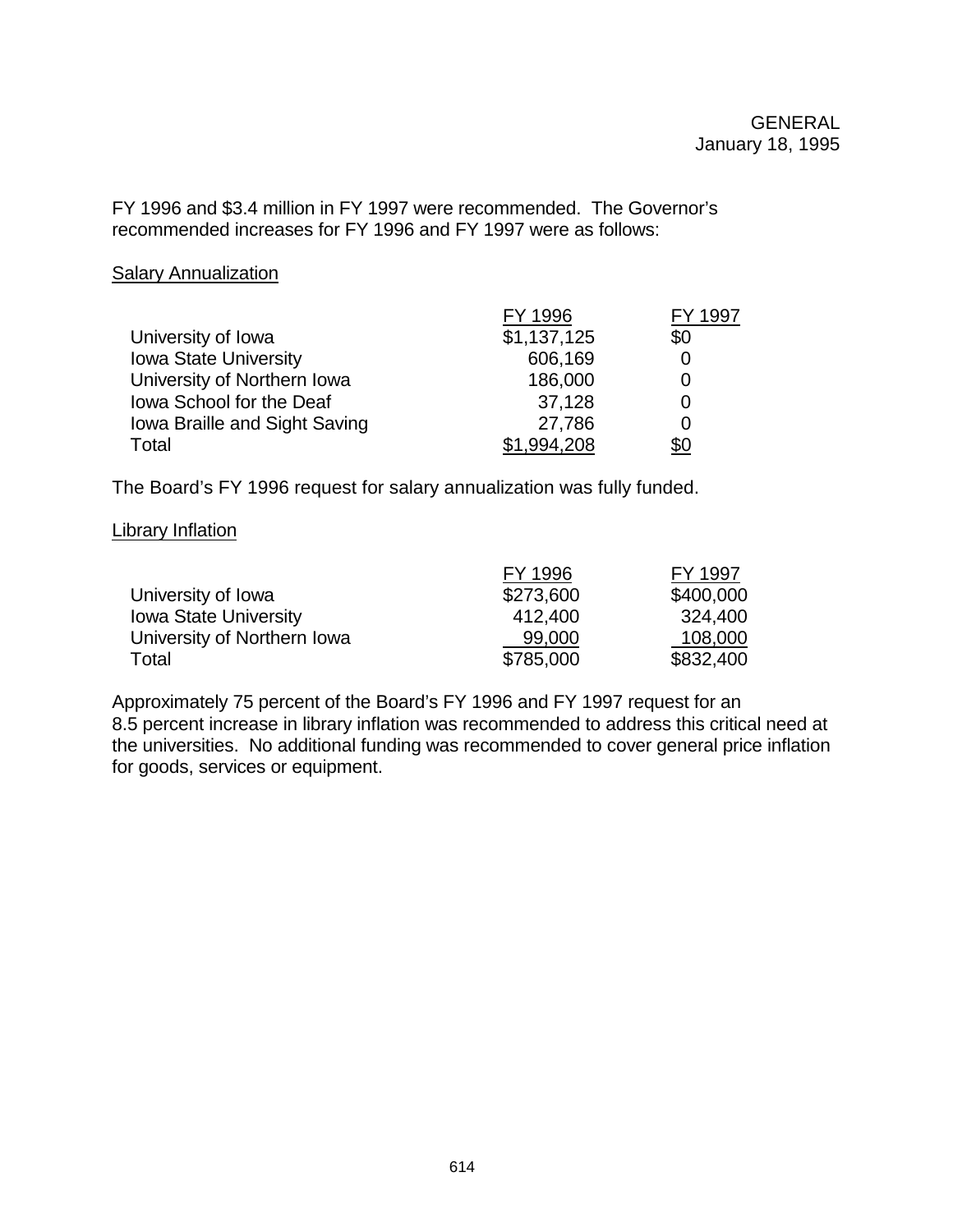FY 1996 and $3.4 million in FY 1997 were recommended. The Governor's recommended increases for FY 1996 and FY 1997 were as follows:

Salary Annualization

| | FY 1996 | FY 1997 |
|---|---|---|
| University of Iowa | $1,137,125 | $0 |
| Iowa State University | 606,169 | 0 |
| University of Northern Iowa | 186,000 | 0 |
| Iowa School for the Deaf | 37,128 | 0 |
| Iowa Braille and Sight Saving | 27,786 | 0 |
| Total | $1,994,208 | $0 |

The Board's FY 1996 request for salary annualization was fully funded.

Library Inflation

| | FY 1996 | FY 1997 |
|---|---|---|
| University of Iowa | $273,600 | $400,000 |
| Iowa State University | 412,400 | 324,400 |
| University of Northern Iowa | 99,000 | 108,000 |
| Total | $785,000 | $832,400 |

Approximately 75 percent of the Board's FY 1996 and FY 1997 request for an 8.5 percent increase in library inflation was recommended to address this critical need at the universities. No additional funding was recommended to cover general price inflation for goods, services or equipment.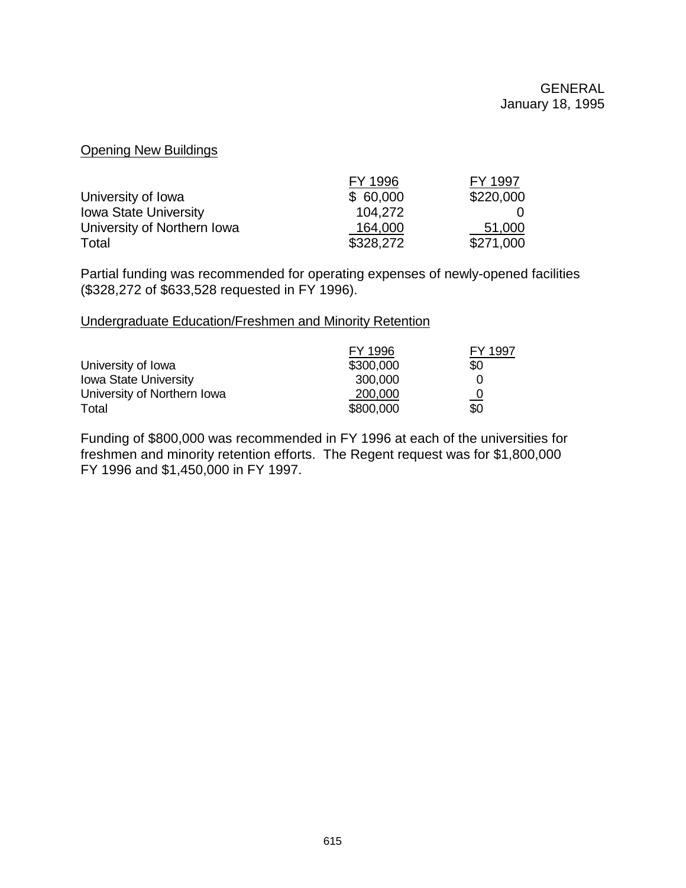GENERAL
January 18, 1995

## Opening New Buildings

| | FY 1996 | FY 1997 |
|---|---|---|
| University of Iowa | $ 60,000 | $220,000 |
| Iowa State University | 104,272 | 0 |
| University of Northern Iowa | 164,000 | 51,000 |
| Total | $328,272 | $271,000 |

Partial funding was recommended for operating expenses of newly-opened facilities ($328,272 of $633,528 requested in FY 1996).

## Undergraduate Education/Freshmen and Minority Retention

| | FY 1996 | FY 1997 |
|---|---|---|
| University of Iowa | $300,000 | $0 |
| Iowa State University | 300,000 | 0 |
| University of Northern Iowa | 200,000 | 0 |
| Total | $800,000 | $0 |

Funding of $800,000 was recommended in FY 1996 at each of the universities for freshmen and minority retention efforts. The Regent request was for $1,800,000 FY 1996 and $1,450,000 in FY 1997.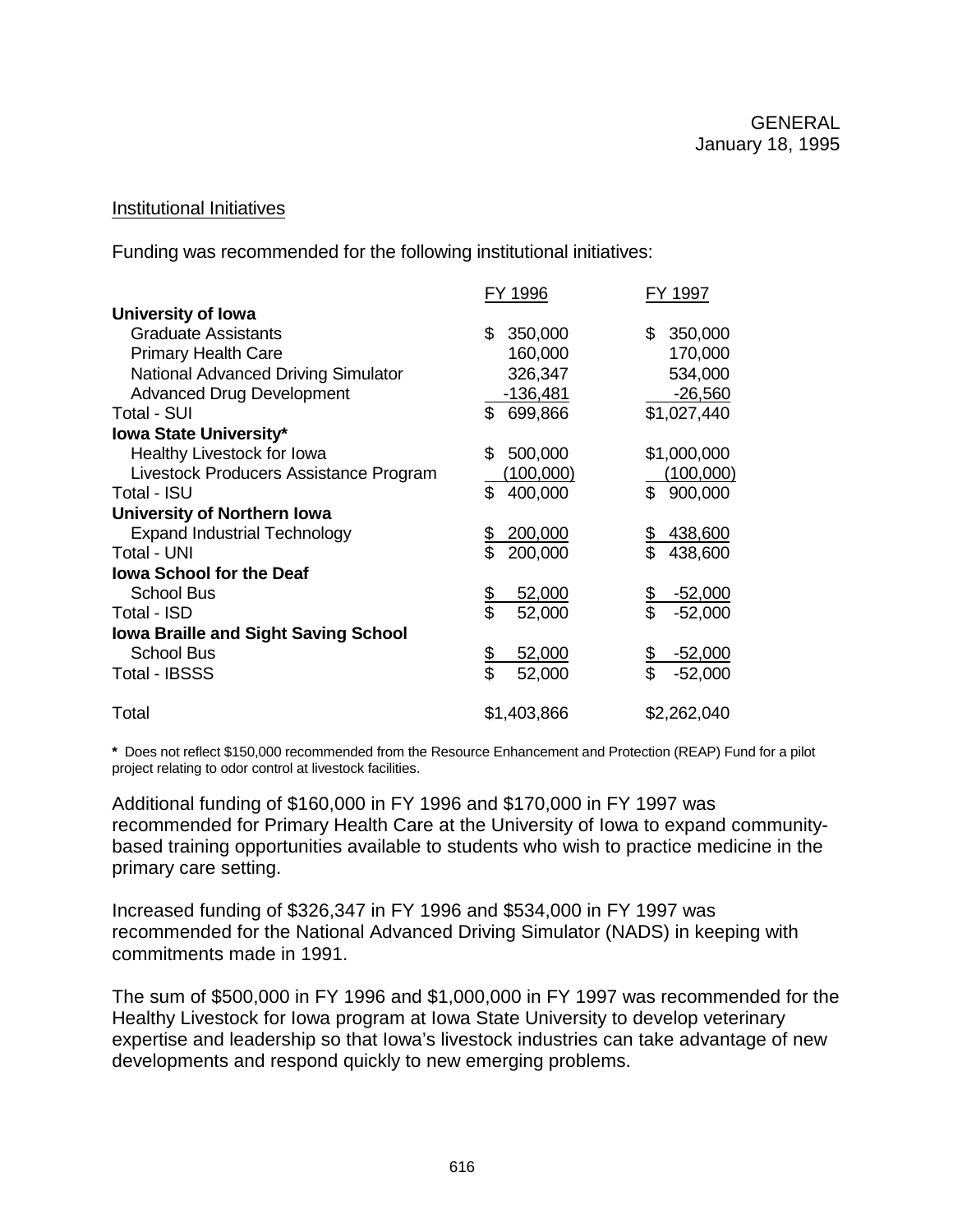GENERAL
January 18, 1995

Institutional Initiatives

Funding was recommended for the following institutional initiatives:

| | FY 1996 | FY 1997 |
|---|---|---|
| **University of Iowa** | | |
| Graduate Assistants | $ 350,000 | $ 350,000 |
| Primary Health Care | 160,000 | 170,000 |
| National Advanced Driving Simulator | 326,347 | 534,000 |
| Advanced Drug Development | -136,481 | -26,560 |
| Total - SUI | $ 699,866 | $1,027,440 |
| **Iowa State University*** | | |
| Healthy Livestock for Iowa | $ 500,000 | $1,000,000 |
| Livestock Producers Assistance Program | (100,000) | (100,000) |
| Total - ISU | $ 400,000 | $ 900,000 |
| **University of Northern Iowa** | | |
| Expand Industrial Technology | $ 200,000 | $ 438,600 |
| Total - UNI | $ 200,000 | $ 438,600 |
| **Iowa School for the Deaf** | | |
| School Bus | $ 52,000 | $ -52,000 |
| Total - ISD | $ 52,000 | $ -52,000 |
| **Iowa Braille and Sight Saving School** | | |
| School Bus | $ 52,000 | $ -52,000 |
| Total - IBSSS | $ 52,000 | $ -52,000 |
| Total | $1,403,866 | $2,262,040 |

**\*** Does not reflect $150,000 recommended from the Resource Enhancement and Protection (REAP) Fund for a pilot project relating to odor control at livestock facilities.

Additional funding of $160,000 in FY 1996 and $170,000 in FY 1997 was recommended for Primary Health Care at the University of Iowa to expand community-based training opportunities available to students who wish to practice medicine in the primary care setting.

Increased funding of $326,347 in FY 1996 and $534,000 in FY 1997 was recommended for the National Advanced Driving Simulator (NADS) in keeping with commitments made in 1991.

The sum of $500,000 in FY 1996 and $1,000,000 in FY 1997 was recommended for the Healthy Livestock for Iowa program at Iowa State University to develop veterinary expertise and leadership so that Iowa's livestock industries can take advantage of new developments and respond quickly to new emerging problems.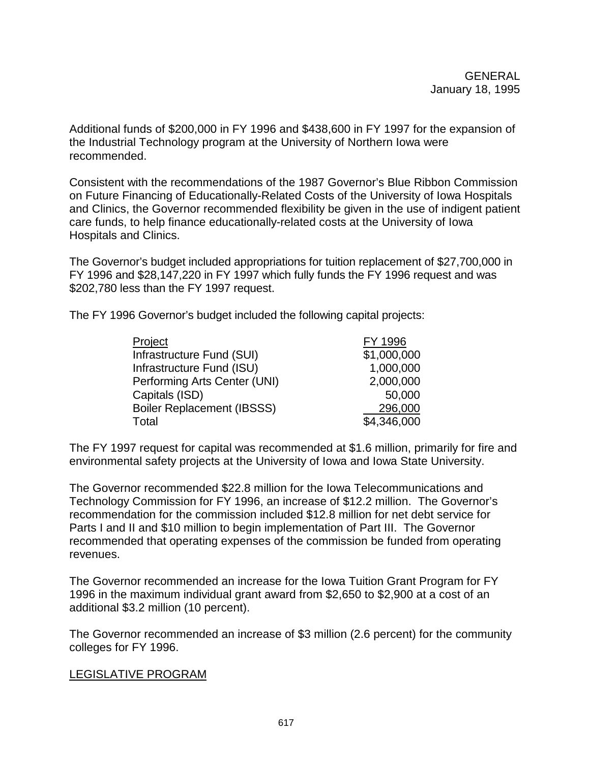Additional funds of $200,000 in FY 1996 and $438,600 in FY 1997 for the expansion of the Industrial Technology program at the University of Northern Iowa were recommended.

Consistent with the recommendations of the 1987 Governor's Blue Ribbon Commission on Future Financing of Educationally-Related Costs of the University of Iowa Hospitals and Clinics, the Governor recommended flexibility be given in the use of indigent patient care funds, to help finance educationally-related costs at the University of Iowa Hospitals and Clinics.

The Governor's budget included appropriations for tuition replacement of $27,700,000 in FY 1996 and $28,147,220 in FY 1997 which fully funds the FY 1996 request and was $202,780 less than the FY 1997 request.

The FY 1996 Governor's budget included the following capital projects:

| Project | FY 1996 |
|---|---|
| Infrastructure Fund (SUI) | $1,000,000 |
| Infrastructure Fund (ISU) | 1,000,000 |
| Performing Arts Center (UNI) | 2,000,000 |
| Capitals (ISD) | 50,000 |
| Boiler Replacement (IBSSS) | 296,000 |
| Total | $4,346,000 |

The FY 1997 request for capital was recommended at $1.6 million, primarily for fire and environmental safety projects at the University of Iowa and Iowa State University.

The Governor recommended $22.8 million for the Iowa Telecommunications and Technology Commission for FY 1996, an increase of $12.2 million. The Governor's recommendation for the commission included $12.8 million for net debt service for Parts I and II and $10 million to begin implementation of Part III. The Governor recommended that operating expenses of the commission be funded from operating revenues.

The Governor recommended an increase for the Iowa Tuition Grant Program for FY 1996 in the maximum individual grant award from $2,650 to $2,900 at a cost of an additional $3.2 million (10 percent).

The Governor recommended an increase of $3 million (2.6 percent) for the community colleges for FY 1996.

## LEGISLATIVE PROGRAM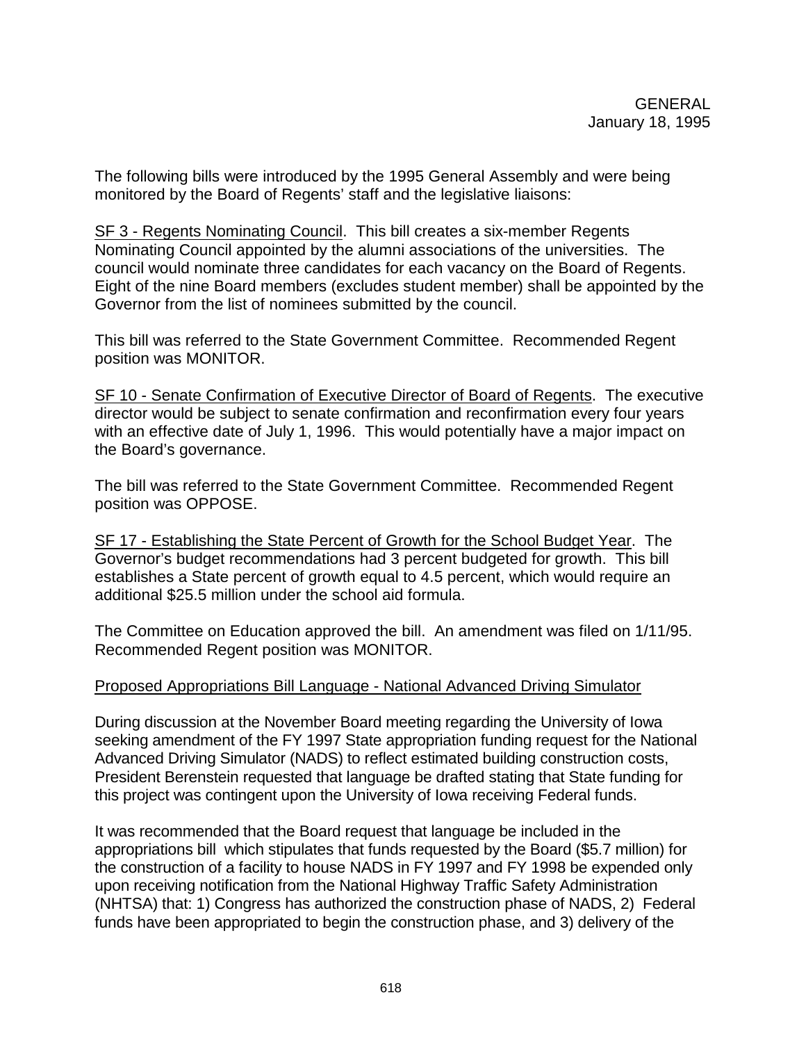GENERAL
January 18, 1995

The following bills were introduced by the 1995 General Assembly and were being monitored by the Board of Regents' staff and the legislative liaisons:

<u>SF 3 - Regents Nominating Council</u>. This bill creates a six-member Regents Nominating Council appointed by the alumni associations of the universities. The council would nominate three candidates for each vacancy on the Board of Regents. Eight of the nine Board members (excludes student member) shall be appointed by the Governor from the list of nominees submitted by the council.

This bill was referred to the State Government Committee. Recommended Regent position was MONITOR.

<u>SF 10 - Senate Confirmation of Executive Director of Board of Regents</u>. The executive director would be subject to senate confirmation and reconfirmation every four years with an effective date of July 1, 1996. This would potentially have a major impact on the Board's governance.

The bill was referred to the State Government Committee. Recommended Regent position was OPPOSE.

<u>SF 17 - Establishing the State Percent of Growth for the School Budget Year</u>. The Governor's budget recommendations had 3 percent budgeted for growth. This bill establishes a State percent of growth equal to 4.5 percent, which would require an additional $25.5 million under the school aid formula.

The Committee on Education approved the bill. An amendment was filed on 1/11/95. Recommended Regent position was MONITOR.

<u>Proposed Appropriations Bill Language - National Advanced Driving Simulator</u>

During discussion at the November Board meeting regarding the University of Iowa seeking amendment of the FY 1997 State appropriation funding request for the National Advanced Driving Simulator (NADS) to reflect estimated building construction costs, President Berenstein requested that language be drafted stating that State funding for this project was contingent upon the University of Iowa receiving Federal funds.

It was recommended that the Board request that language be included in the appropriations bill which stipulates that funds requested by the Board ($5.7 million) for the construction of a facility to house NADS in FY 1997 and FY 1998 be expended only upon receiving notification from the National Highway Traffic Safety Administration (NHTSA) that: 1) Congress has authorized the construction phase of NADS, 2) Federal funds have been appropriated to begin the construction phase, and 3) delivery of the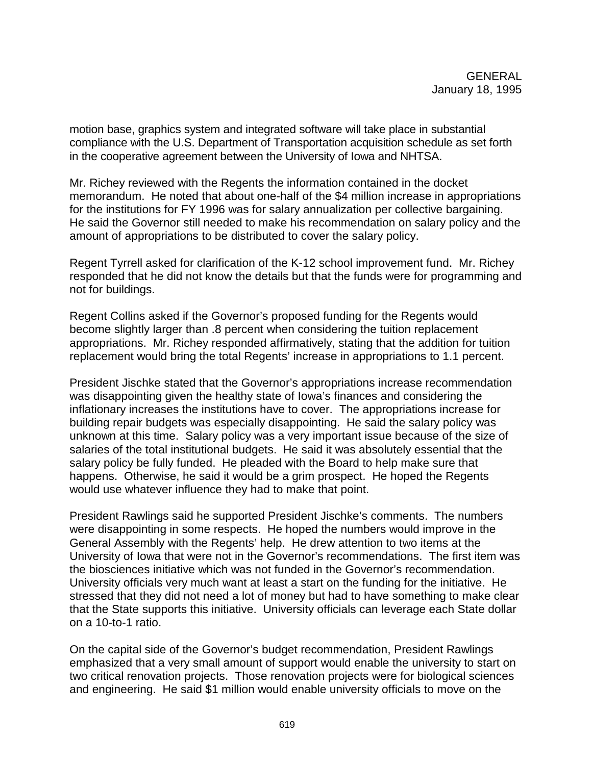motion base, graphics system and integrated software will take place in substantial compliance with the U.S. Department of Transportation acquisition schedule as set forth in the cooperative agreement between the University of Iowa and NHTSA.

Mr. Richey reviewed with the Regents the information contained in the docket memorandum. He noted that about one-half of the $4 million increase in appropriations for the institutions for FY 1996 was for salary annualization per collective bargaining. He said the Governor still needed to make his recommendation on salary policy and the amount of appropriations to be distributed to cover the salary policy.

Regent Tyrrell asked for clarification of the K-12 school improvement fund. Mr. Richey responded that he did not know the details but that the funds were for programming and not for buildings.

Regent Collins asked if the Governor's proposed funding for the Regents would become slightly larger than .8 percent when considering the tuition replacement appropriations. Mr. Richey responded affirmatively, stating that the addition for tuition replacement would bring the total Regents' increase in appropriations to 1.1 percent.

President Jischke stated that the Governor's appropriations increase recommendation was disappointing given the healthy state of Iowa's finances and considering the inflationary increases the institutions have to cover. The appropriations increase for building repair budgets was especially disappointing. He said the salary policy was unknown at this time. Salary policy was a very important issue because of the size of salaries of the total institutional budgets. He said it was absolutely essential that the salary policy be fully funded. He pleaded with the Board to help make sure that happens. Otherwise, he said it would be a grim prospect. He hoped the Regents would use whatever influence they had to make that point.

President Rawlings said he supported President Jischke's comments. The numbers were disappointing in some respects. He hoped the numbers would improve in the General Assembly with the Regents' help. He drew attention to two items at the University of Iowa that were not in the Governor's recommendations. The first item was the biosciences initiative which was not funded in the Governor's recommendation. University officials very much want at least a start on the funding for the initiative. He stressed that they did not need a lot of money but had to have something to make clear that the State supports this initiative. University officials can leverage each State dollar on a 10-to-1 ratio.

On the capital side of the Governor's budget recommendation, President Rawlings emphasized that a very small amount of support would enable the university to start on two critical renovation projects. Those renovation projects were for biological sciences and engineering. He said $1 million would enable university officials to move on the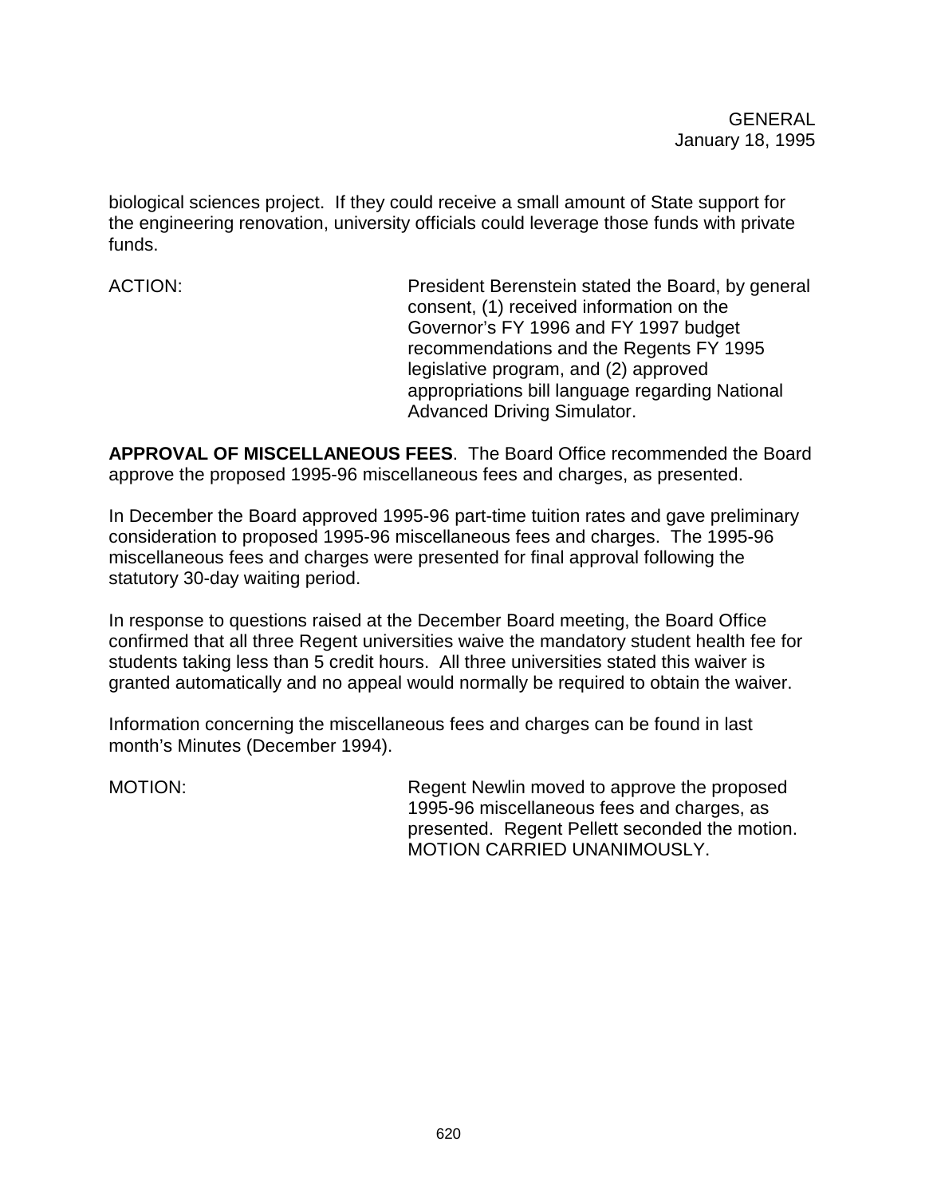biological sciences project. If they could receive a small amount of State support for the engineering renovation, university officials could leverage those funds with private funds.

ACTION: President Berenstein stated the Board, by general consent, (1) received information on the Governor's FY 1996 and FY 1997 budget recommendations and the Regents FY 1995 legislative program, and (2) approved appropriations bill language regarding National Advanced Driving Simulator.

**APPROVAL OF MISCELLANEOUS FEES**. The Board Office recommended the Board approve the proposed 1995-96 miscellaneous fees and charges, as presented.

In December the Board approved 1995-96 part-time tuition rates and gave preliminary consideration to proposed 1995-96 miscellaneous fees and charges. The 1995-96 miscellaneous fees and charges were presented for final approval following the statutory 30-day waiting period.

In response to questions raised at the December Board meeting, the Board Office confirmed that all three Regent universities waive the mandatory student health fee for students taking less than 5 credit hours. All three universities stated this waiver is granted automatically and no appeal would normally be required to obtain the waiver.

Information concerning the miscellaneous fees and charges can be found in last month's Minutes (December 1994).

MOTION: Regent Newlin moved to approve the proposed 1995-96 miscellaneous fees and charges, as presented. Regent Pellett seconded the motion. MOTION CARRIED UNANIMOUSLY.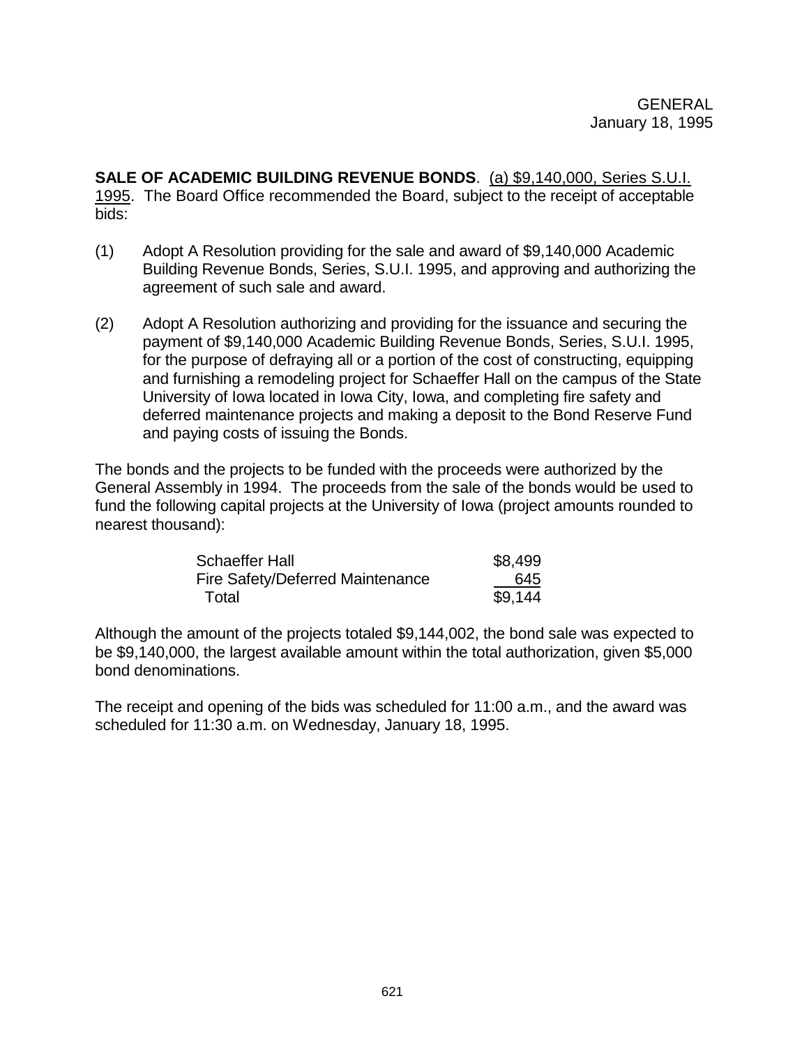GENERAL
January 18, 1995

**SALE OF ACADEMIC BUILDING REVENUE BONDS**. (a) $9,140,000, Series S.U.I. 1995. The Board Office recommended the Board, subject to the receipt of acceptable bids:

(1) Adopt A Resolution providing for the sale and award of $9,140,000 Academic Building Revenue Bonds, Series, S.U.I. 1995, and approving and authorizing the agreement of such sale and award.

(2) Adopt A Resolution authorizing and providing for the issuance and securing the payment of $9,140,000 Academic Building Revenue Bonds, Series, S.U.I. 1995, for the purpose of defraying all or a portion of the cost of constructing, equipping and furnishing a remodeling project for Schaeffer Hall on the campus of the State University of Iowa located in Iowa City, Iowa, and completing fire safety and deferred maintenance projects and making a deposit to the Bond Reserve Fund and paying costs of issuing the Bonds.

The bonds and the projects to be funded with the proceeds were authorized by the General Assembly in 1994. The proceeds from the sale of the bonds would be used to fund the following capital projects at the University of Iowa (project amounts rounded to nearest thousand):

| | |
|---|---|
| Schaeffer Hall | $8,499 |
| Fire Safety/Deferred Maintenance | 645 |
| Total | $9,144 |

Although the amount of the projects totaled $9,144,002, the bond sale was expected to be $9,140,000, the largest available amount within the total authorization, given $5,000 bond denominations.

The receipt and opening of the bids was scheduled for 11:00 a.m., and the award was scheduled for 11:30 a.m. on Wednesday, January 18, 1995.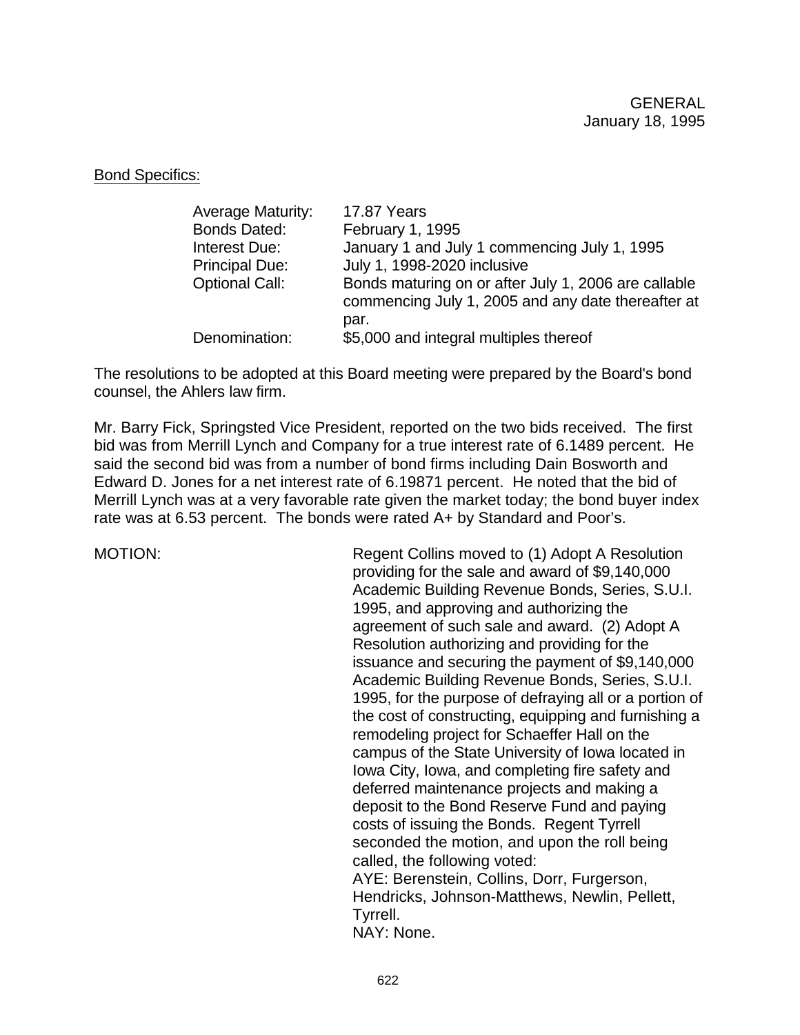Bond Specifics:

| | |
|---|---|
| Average Maturity: | 17.87 Years |
| Bonds Dated: | February 1, 1995 |
| Interest Due: | January 1 and July 1 commencing July 1, 1995 |
| Principal Due: | July 1, 1998-2020 inclusive |
| Optional Call: | Bonds maturing on or after July 1, 2006 are callable commencing July 1, 2005 and any date thereafter at par. |
| Denomination: | $5,000 and integral multiples thereof |

The resolutions to be adopted at this Board meeting were prepared by the Board's bond counsel, the Ahlers law firm.

Mr. Barry Fick, Springsted Vice President, reported on the two bids received. The first bid was from Merrill Lynch and Company for a true interest rate of 6.1489 percent. He said the second bid was from a number of bond firms including Dain Bosworth and Edward D. Jones for a net interest rate of 6.19871 percent. He noted that the bid of Merrill Lynch was at a very favorable rate given the market today; the bond buyer index rate was at 6.53 percent. The bonds were rated A+ by Standard and Poor's.

MOTION: Regent Collins moved to (1) Adopt A Resolution providing for the sale and award of $9,140,000 Academic Building Revenue Bonds, Series, S.U.I. 1995, and approving and authorizing the agreement of such sale and award. (2) Adopt A Resolution authorizing and providing for the issuance and securing the payment of $9,140,000 Academic Building Revenue Bonds, Series, S.U.I. 1995, for the purpose of defraying all or a portion of the cost of constructing, equipping and furnishing a remodeling project for Schaeffer Hall on the campus of the State University of Iowa located in Iowa City, Iowa, and completing fire safety and deferred maintenance projects and making a deposit to the Bond Reserve Fund and paying costs of issuing the Bonds. Regent Tyrrell seconded the motion, and upon the roll being called, the following voted:
AYE: Berenstein, Collins, Dorr, Furgerson, Hendricks, Johnson-Matthews, Newlin, Pellett, Tyrrell.
NAY: None.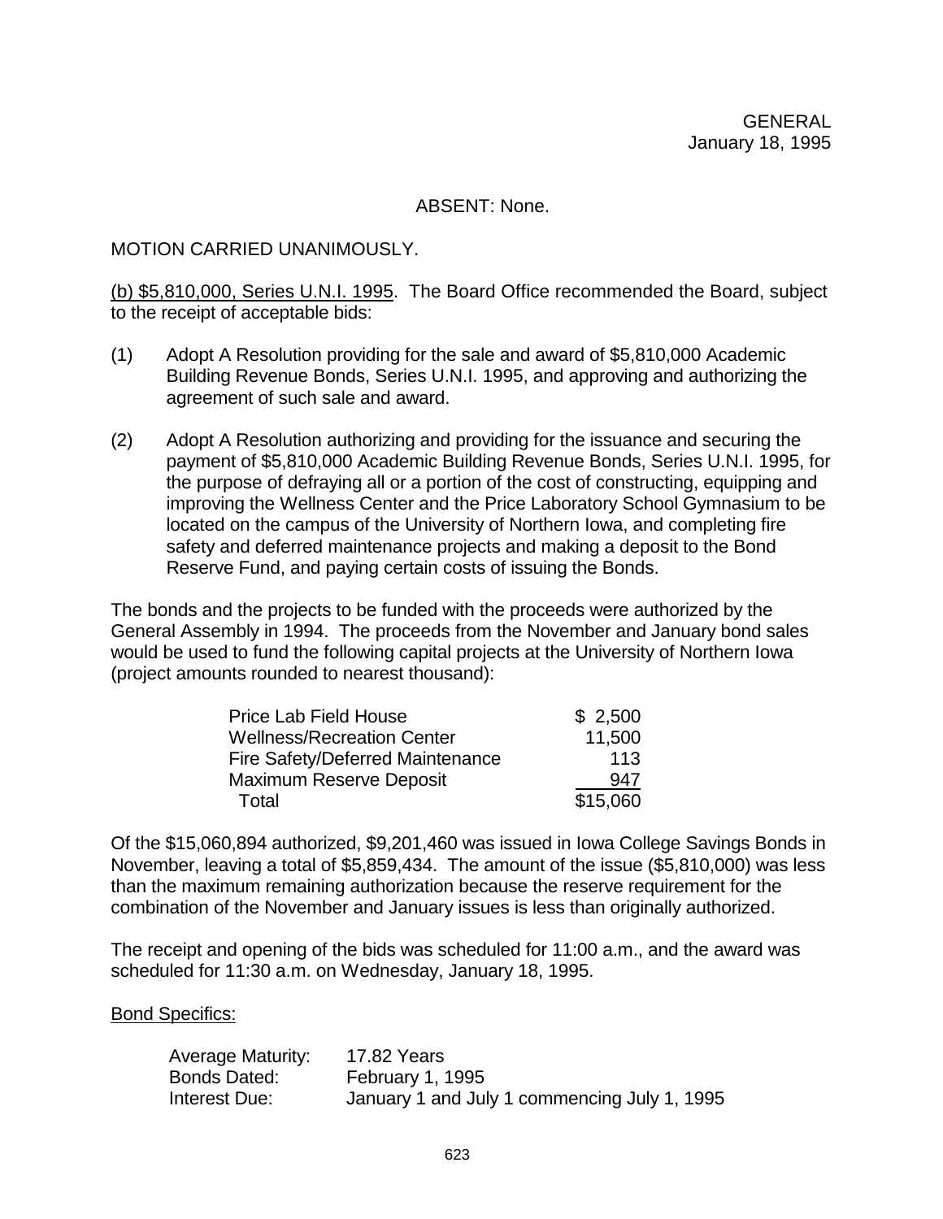ABSENT: None.

MOTION CARRIED UNANIMOUSLY.

(b) $5,810,000, Series U.N.I. 1995. The Board Office recommended the Board, subject to the receipt of acceptable bids:

(1) Adopt A Resolution providing for the sale and award of $5,810,000 Academic Building Revenue Bonds, Series U.N.I. 1995, and approving and authorizing the agreement of such sale and award.

(2) Adopt A Resolution authorizing and providing for the issuance and securing the payment of $5,810,000 Academic Building Revenue Bonds, Series U.N.I. 1995, for the purpose of defraying all or a portion of the cost of constructing, equipping and improving the Wellness Center and the Price Laboratory School Gymnasium to be located on the campus of the University of Northern Iowa, and completing fire safety and deferred maintenance projects and making a deposit to the Bond Reserve Fund, and paying certain costs of issuing the Bonds.

The bonds and the projects to be funded with the proceeds were authorized by the General Assembly in 1994. The proceeds from the November and January bond sales would be used to fund the following capital projects at the University of Northern Iowa (project amounts rounded to nearest thousand):

| | |
|---|---|
| Price Lab Field House | $ 2,500 |
| Wellness/Recreation Center | 11,500 |
| Fire Safety/Deferred Maintenance | 113 |
| Maximum Reserve Deposit | 947 |
| Total | $15,060 |

Of the $15,060,894 authorized, $9,201,460 was issued in Iowa College Savings Bonds in November, leaving a total of $5,859,434. The amount of the issue ($5,810,000) was less than the maximum remaining authorization because the reserve requirement for the combination of the November and January issues is less than originally authorized.

The receipt and opening of the bids was scheduled for 11:00 a.m., and the award was scheduled for 11:30 a.m. on Wednesday, January 18, 1995.

Bond Specifics:

| | |
|---|---|
| Average Maturity: | 17.82 Years |
| Bonds Dated: | February 1, 1995 |
| Interest Due: | January 1 and July 1 commencing July 1, 1995 |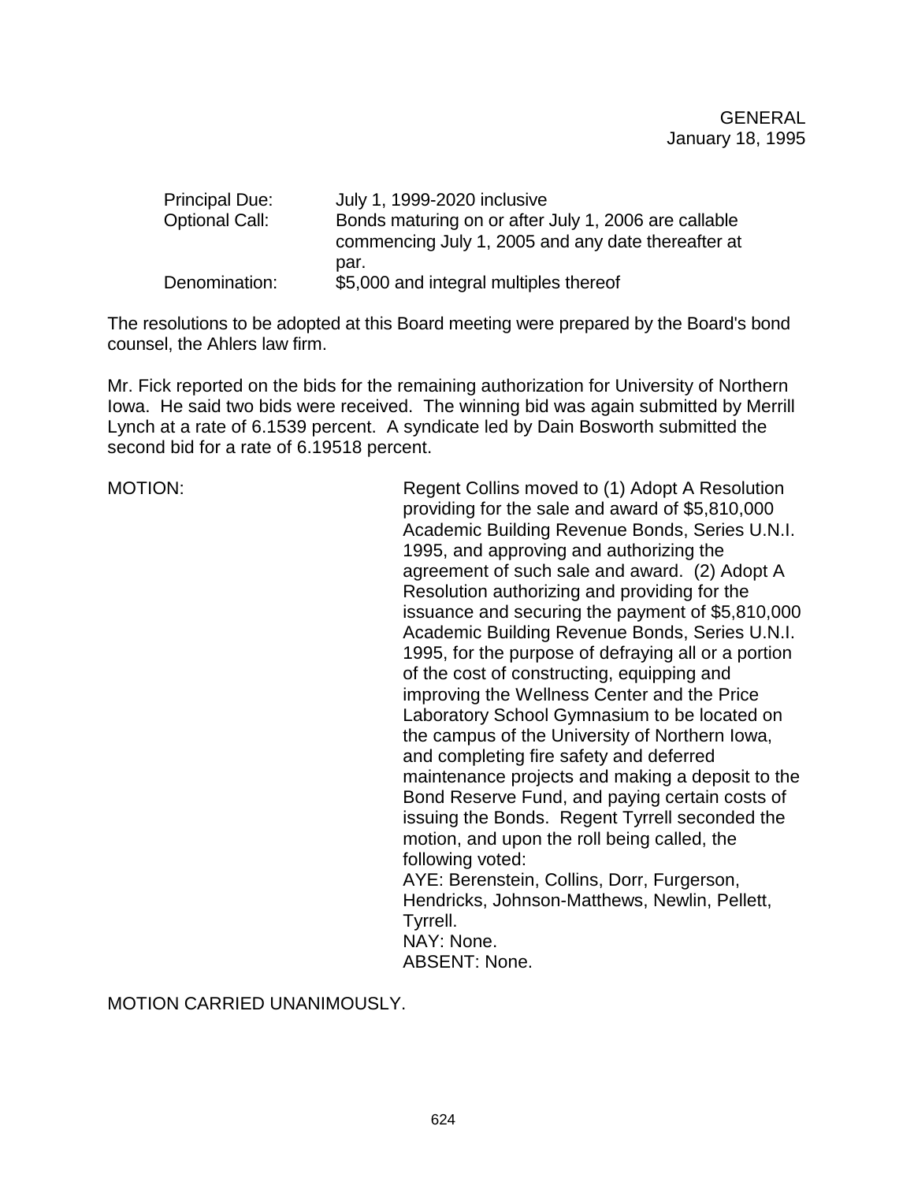| | |
|---|---|
| Principal Due: | July 1, 1999-2020 inclusive |
| Optional Call: | Bonds maturing on or after July 1, 2006 are callable commencing July 1, 2005 and any date thereafter at par. |
| Denomination: | $5,000 and integral multiples thereof |

The resolutions to be adopted at this Board meeting were prepared by the Board's bond counsel, the Ahlers law firm.

Mr. Fick reported on the bids for the remaining authorization for University of Northern Iowa. He said two bids were received. The winning bid was again submitted by Merrill Lynch at a rate of 6.1539 percent. A syndicate led by Dain Bosworth submitted the second bid for a rate of 6.19518 percent.

MOTION: Regent Collins moved to (1) Adopt A Resolution providing for the sale and award of $5,810,000 Academic Building Revenue Bonds, Series U.N.I. 1995, and approving and authorizing the agreement of such sale and award. (2) Adopt A Resolution authorizing and providing for the issuance and securing the payment of $5,810,000 Academic Building Revenue Bonds, Series U.N.I. 1995, for the purpose of defraying all or a portion of the cost of constructing, equipping and improving the Wellness Center and the Price Laboratory School Gymnasium to be located on the campus of the University of Northern Iowa, and completing fire safety and deferred maintenance projects and making a deposit to the Bond Reserve Fund, and paying certain costs of issuing the Bonds. Regent Tyrrell seconded the motion, and upon the roll being called, the following voted:
AYE: Berenstein, Collins, Dorr, Furgerson, Hendricks, Johnson-Matthews, Newlin, Pellett, Tyrrell.
NAY: None.
ABSENT: None.

MOTION CARRIED UNANIMOUSLY.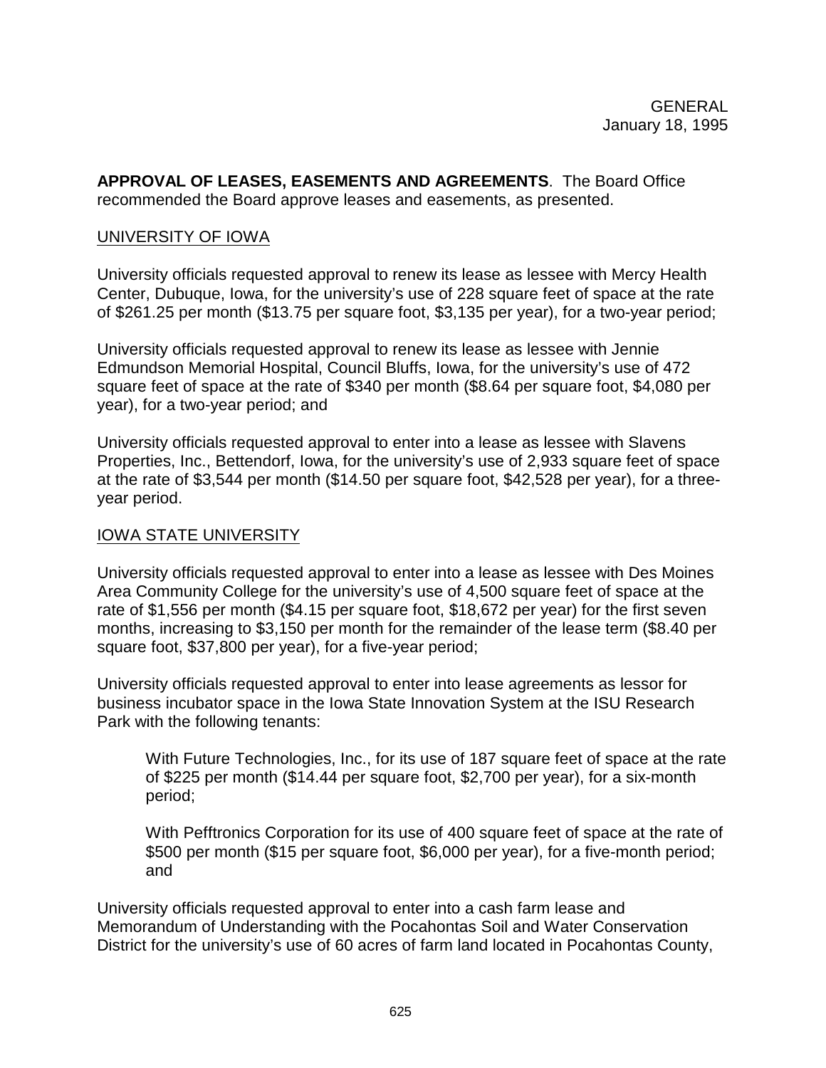GENERAL
January 18, 1995

**APPROVAL OF LEASES, EASEMENTS AND AGREEMENTS**. The Board Office recommended the Board approve leases and easements, as presented.

UNIVERSITY OF IOWA

University officials requested approval to renew its lease as lessee with Mercy Health Center, Dubuque, Iowa, for the university's use of 228 square feet of space at the rate of $261.25 per month ($13.75 per square foot, $3,135 per year), for a two-year period;

University officials requested approval to renew its lease as lessee with Jennie Edmundson Memorial Hospital, Council Bluffs, Iowa, for the university's use of 472 square feet of space at the rate of $340 per month ($8.64 per square foot, $4,080 per year), for a two-year period; and

University officials requested approval to enter into a lease as lessee with Slavens Properties, Inc., Bettendorf, Iowa, for the university's use of 2,933 square feet of space at the rate of $3,544 per month ($14.50 per square foot, $42,528 per year), for a three-year period.

IOWA STATE UNIVERSITY

University officials requested approval to enter into a lease as lessee with Des Moines Area Community College for the university's use of 4,500 square feet of space at the rate of $1,556 per month ($4.15 per square foot, $18,672 per year) for the first seven months, increasing to $3,150 per month for the remainder of the lease term ($8.40 per square foot, $37,800 per year), for a five-year period;

University officials requested approval to enter into lease agreements as lessor for business incubator space in the Iowa State Innovation System at the ISU Research Park with the following tenants:

> With Future Technologies, Inc., for its use of 187 square feet of space at the rate of $225 per month ($14.44 per square foot, $2,700 per year), for a six-month period;
>
> With Pefftronics Corporation for its use of 400 square feet of space at the rate of $500 per month ($15 per square foot, $6,000 per year), for a five-month period; and

University officials requested approval to enter into a cash farm lease and Memorandum of Understanding with the Pocahontas Soil and Water Conservation District for the university's use of 60 acres of farm land located in Pocahontas County,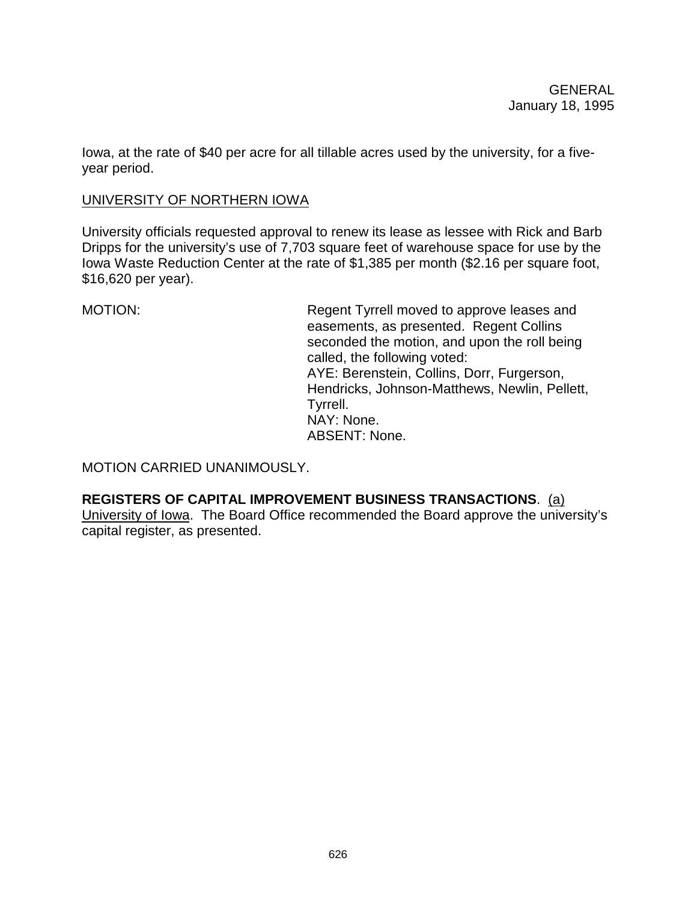Iowa, at the rate of $40 per acre for all tillable acres used by the university, for a five-year period.

UNIVERSITY OF NORTHERN IOWA

University officials requested approval to renew its lease as lessee with Rick and Barb Dripps for the university's use of 7,703 square feet of warehouse space for use by the Iowa Waste Reduction Center at the rate of $1,385 per month ($2.16 per square foot, $16,620 per year).

MOTION: Regent Tyrrell moved to approve leases and easements, as presented. Regent Collins seconded the motion, and upon the roll being called, the following voted:
AYE: Berenstein, Collins, Dorr, Furgerson, Hendricks, Johnson-Matthews, Newlin, Pellett, Tyrrell.
NAY: None.
ABSENT: None.

MOTION CARRIED UNANIMOUSLY.

**REGISTERS OF CAPITAL IMPROVEMENT BUSINESS TRANSACTIONS**. (a) University of Iowa. The Board Office recommended the Board approve the university's capital register, as presented.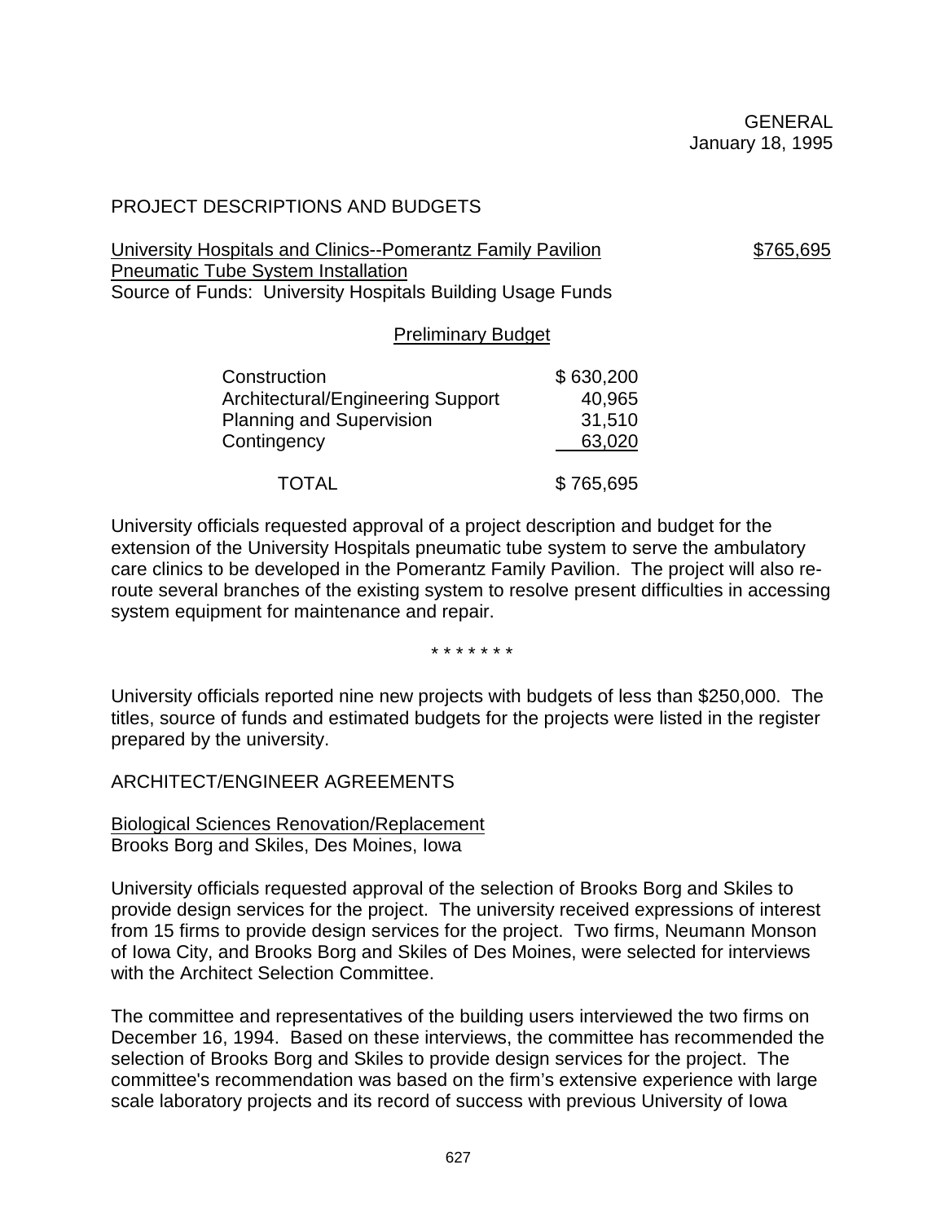GENERAL
January 18, 1995

PROJECT DESCRIPTIONS AND BUDGETS

University Hospitals and Clinics--Pomerantz Family Pavilion — $765,695
Pneumatic Tube System Installation
Source of Funds: University Hospitals Building Usage Funds

Preliminary Budget

| | |
|---|---|
| Construction | $ 630,200 |
| Architectural/Engineering Support | 40,965 |
| Planning and Supervision | 31,510 |
| Contingency | 63,020 |
| TOTAL | $ 765,695 |

University officials requested approval of a project description and budget for the extension of the University Hospitals pneumatic tube system to serve the ambulatory care clinics to be developed in the Pomerantz Family Pavilion. The project will also re-route several branches of the existing system to resolve present difficulties in accessing system equipment for maintenance and repair.

\* \* \* \* \* \* \*

University officials reported nine new projects with budgets of less than $250,000. The titles, source of funds and estimated budgets for the projects were listed in the register prepared by the university.

ARCHITECT/ENGINEER AGREEMENTS

Biological Sciences Renovation/Replacement
Brooks Borg and Skiles, Des Moines, Iowa

University officials requested approval of the selection of Brooks Borg and Skiles to provide design services for the project. The university received expressions of interest from 15 firms to provide design services for the project. Two firms, Neumann Monson of Iowa City, and Brooks Borg and Skiles of Des Moines, were selected for interviews with the Architect Selection Committee.

The committee and representatives of the building users interviewed the two firms on December 16, 1994. Based on these interviews, the committee has recommended the selection of Brooks Borg and Skiles to provide design services for the project. The committee's recommendation was based on the firm's extensive experience with large scale laboratory projects and its record of success with previous University of Iowa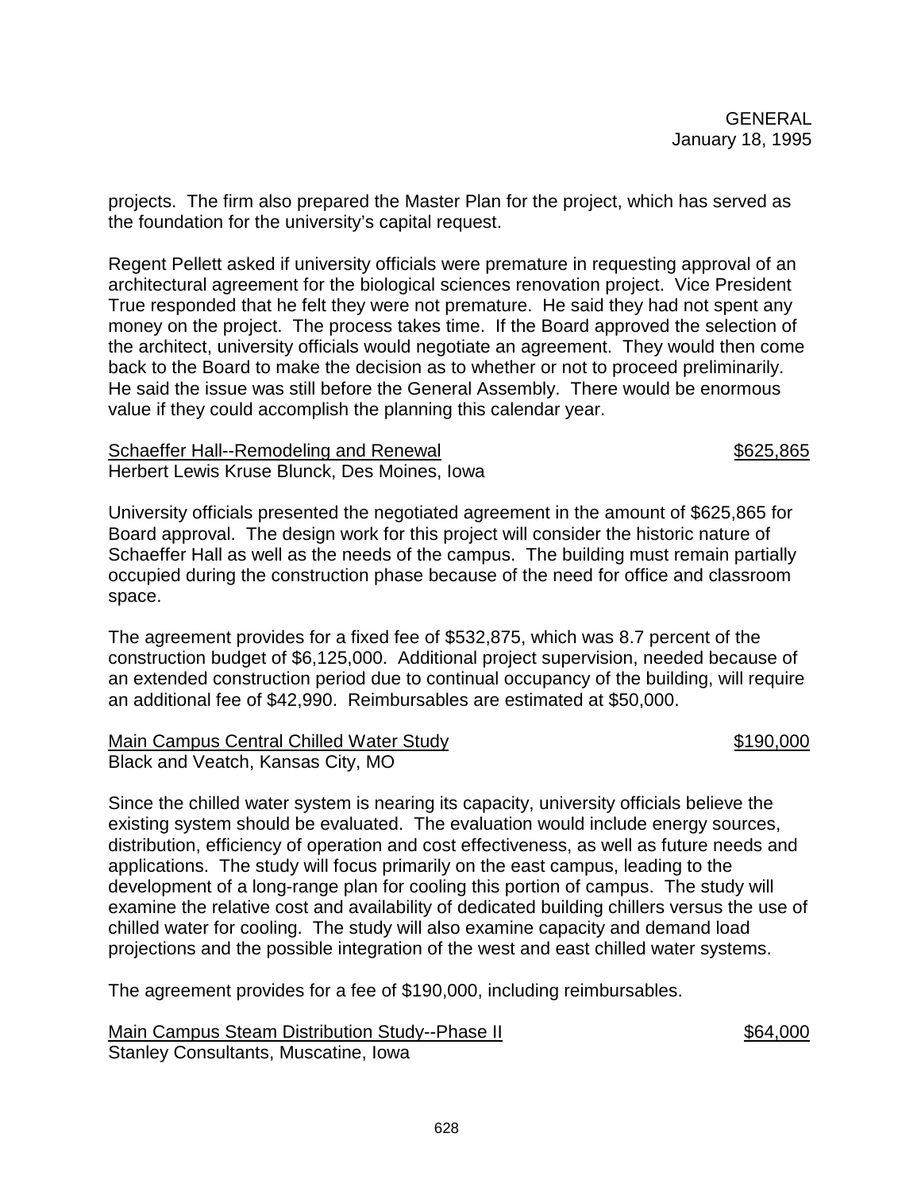projects. The firm also prepared the Master Plan for the project, which has served as the foundation for the university's capital request.

Regent Pellett asked if university officials were premature in requesting approval of an architectural agreement for the biological sciences renovation project. Vice President True responded that he felt they were not premature. He said they had not spent any money on the project. The process takes time. If the Board approved the selection of the architect, university officials would negotiate an agreement. They would then come back to the Board to make the decision as to whether or not to proceed preliminarily. He said the issue was still before the General Assembly. There would be enormous value if they could accomplish the planning this calendar year.

Schaeffer Hall--Remodeling and Renewal — $625,865
Herbert Lewis Kruse Blunck, Des Moines, Iowa

University officials presented the negotiated agreement in the amount of $625,865 for Board approval. The design work for this project will consider the historic nature of Schaeffer Hall as well as the needs of the campus. The building must remain partially occupied during the construction phase because of the need for office and classroom space.

The agreement provides for a fixed fee of $532,875, which was 8.7 percent of the construction budget of $6,125,000. Additional project supervision, needed because of an extended construction period due to continual occupancy of the building, will require an additional fee of $42,990. Reimbursables are estimated at $50,000.

Main Campus Central Chilled Water Study — $190,000
Black and Veatch, Kansas City, MO

Since the chilled water system is nearing its capacity, university officials believe the existing system should be evaluated. The evaluation would include energy sources, distribution, efficiency of operation and cost effectiveness, as well as future needs and applications. The study will focus primarily on the east campus, leading to the development of a long-range plan for cooling this portion of campus. The study will examine the relative cost and availability of dedicated building chillers versus the use of chilled water for cooling. The study will also examine capacity and demand load projections and the possible integration of the west and east chilled water systems.

The agreement provides for a fee of $190,000, including reimbursables.

Main Campus Steam Distribution Study--Phase II — $64,000
Stanley Consultants, Muscatine, Iowa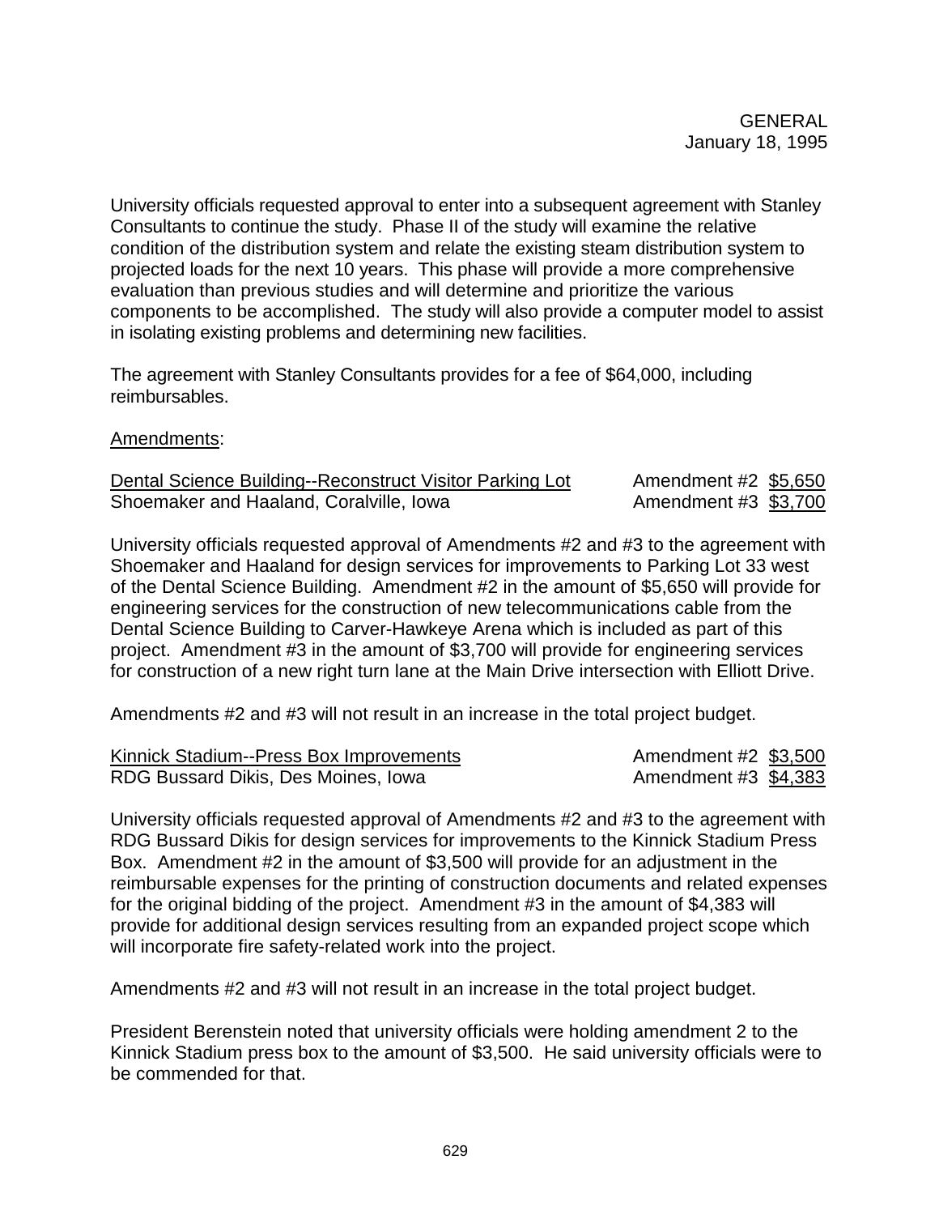GENERAL
January 18, 1995

University officials requested approval to enter into a subsequent agreement with Stanley Consultants to continue the study. Phase II of the study will examine the relative condition of the distribution system and relate the existing steam distribution system to projected loads for the next 10 years. This phase will provide a more comprehensive evaluation than previous studies and will determine and prioritize the various components to be accomplished. The study will also provide a computer model to assist in isolating existing problems and determining new facilities.

The agreement with Stanley Consultants provides for a fee of $64,000, including reimbursables.

Amendments:

| | |
|---|---|
| Dental Science Building--Reconstruct Visitor Parking Lot | Amendment #2 $5,650 |
| Shoemaker and Haaland, Coralville, Iowa | Amendment #3 $3,700 |

University officials requested approval of Amendments #2 and #3 to the agreement with Shoemaker and Haaland for design services for improvements to Parking Lot 33 west of the Dental Science Building. Amendment #2 in the amount of $5,650 will provide for engineering services for the construction of new telecommunications cable from the Dental Science Building to Carver-Hawkeye Arena which is included as part of this project. Amendment #3 in the amount of $3,700 will provide for engineering services for construction of a new right turn lane at the Main Drive intersection with Elliott Drive.

Amendments #2 and #3 will not result in an increase in the total project budget.

| | |
|---|---|
| Kinnick Stadium--Press Box Improvements | Amendment #2 $3,500 |
| RDG Bussard Dikis, Des Moines, Iowa | Amendment #3 $4,383 |

University officials requested approval of Amendments #2 and #3 to the agreement with RDG Bussard Dikis for design services for improvements to the Kinnick Stadium Press Box. Amendment #2 in the amount of $3,500 will provide for an adjustment in the reimbursable expenses for the printing of construction documents and related expenses for the original bidding of the project. Amendment #3 in the amount of $4,383 will provide for additional design services resulting from an expanded project scope which will incorporate fire safety-related work into the project.

Amendments #2 and #3 will not result in an increase in the total project budget.

President Berenstein noted that university officials were holding amendment 2 to the Kinnick Stadium press box to the amount of $3,500. He said university officials were to be commended for that.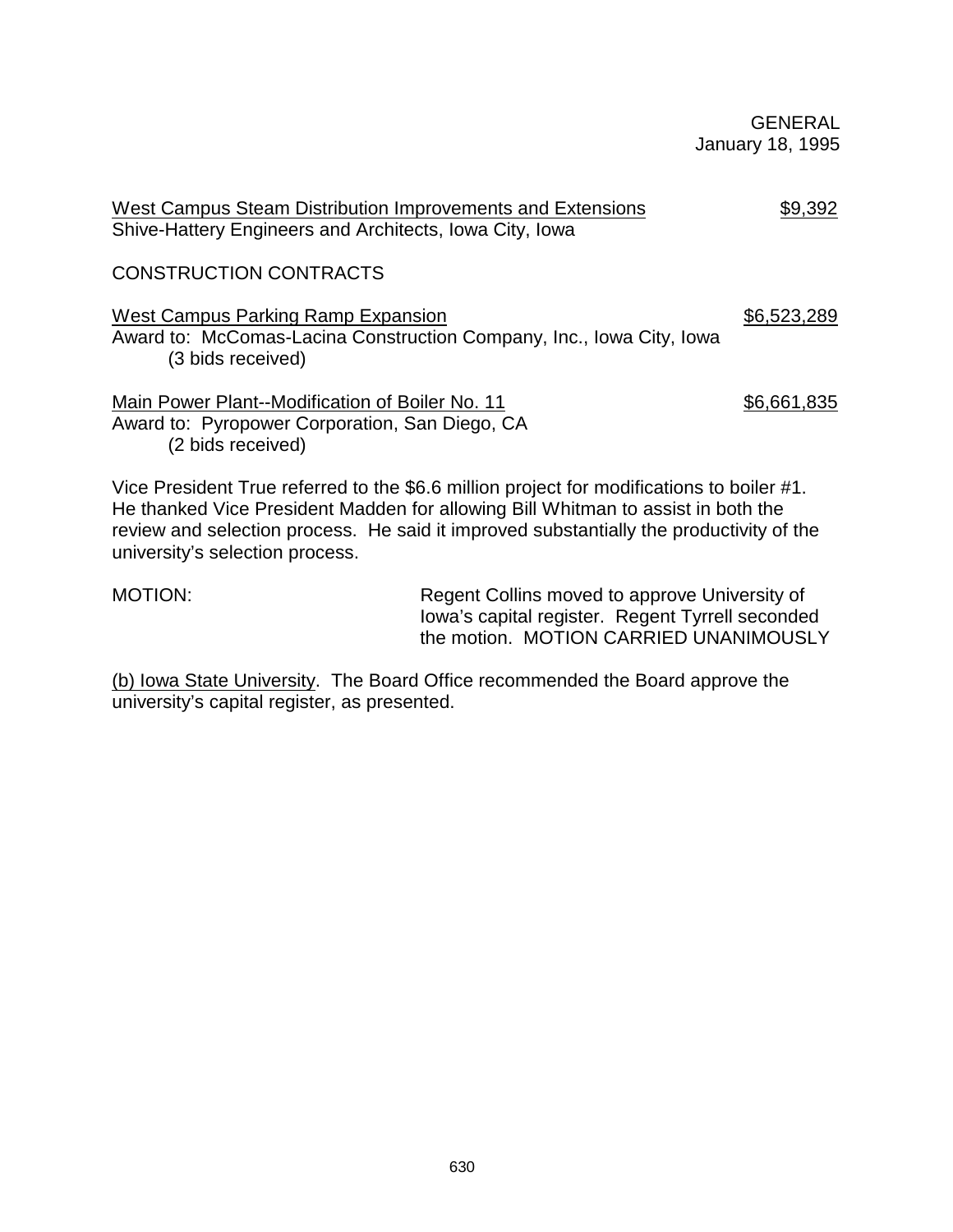West Campus Steam Distribution Improvements and Extensions $9,392
Shive-Hattery Engineers and Architects, Iowa City, Iowa

CONSTRUCTION CONTRACTS

West Campus Parking Ramp Expansion $6,523,289
Award to: McComas-Lacina Construction Company, Inc., Iowa City, Iowa
(3 bids received)

Main Power Plant--Modification of Boiler No. 11 $6,661,835
Award to: Pyropower Corporation, San Diego, CA
(2 bids received)

Vice President True referred to the $6.6 million project for modifications to boiler #1. He thanked Vice President Madden for allowing Bill Whitman to assist in both the review and selection process. He said it improved substantially the productivity of the university's selection process.

MOTION: Regent Collins moved to approve University of Iowa's capital register. Regent Tyrrell seconded the motion. MOTION CARRIED UNANIMOUSLY

(b) Iowa State University. The Board Office recommended the Board approve the university's capital register, as presented.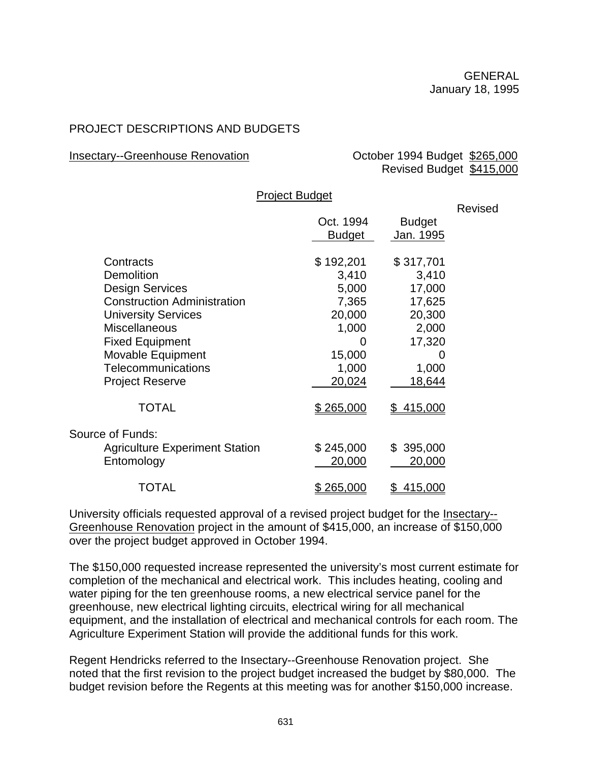GENERAL
January 18, 1995

## PROJECT DESCRIPTIONS AND BUDGETS

Insectary--Greenhouse Renovation

October 1994 Budget $265,000
Revised Budget $415,000

**Project Budget**

| | Oct. 1994 Budget | Revised Budget Jan. 1995 |
|---|---|---|
| Contracts | $ 192,201 | $ 317,701 |
| Demolition | 3,410 | 3,410 |
| Design Services | 5,000 | 17,000 |
| Construction Administration | 7,365 | 17,625 |
| University Services | 20,000 | 20,300 |
| Miscellaneous | 1,000 | 2,000 |
| Fixed Equipment | 0 | 17,320 |
| Movable Equipment | 15,000 | 0 |
| Telecommunications | 1,000 | 1,000 |
| Project Reserve | 20,024 | 18,644 |
| TOTAL | $ 265,000 | $ 415,000 |
| Source of Funds: | | |
| Agriculture Experiment Station | $ 245,000 | $ 395,000 |
| Entomology | 20,000 | 20,000 |
| TOTAL | $ 265,000 | $ 415,000 |

University officials requested approval of a revised project budget for the Insectary--Greenhouse Renovation project in the amount of $415,000, an increase of $150,000 over the project budget approved in October 1994.

The $150,000 requested increase represented the university's most current estimate for completion of the mechanical and electrical work. This includes heating, cooling and water piping for the ten greenhouse rooms, a new electrical service panel for the greenhouse, new electrical lighting circuits, electrical wiring for all mechanical equipment, and the installation of electrical and mechanical controls for each room. The Agriculture Experiment Station will provide the additional funds for this work.

Regent Hendricks referred to the Insectary--Greenhouse Renovation project. She noted that the first revision to the project budget increased the budget by $80,000. The budget revision before the Regents at this meeting was for another $150,000 increase.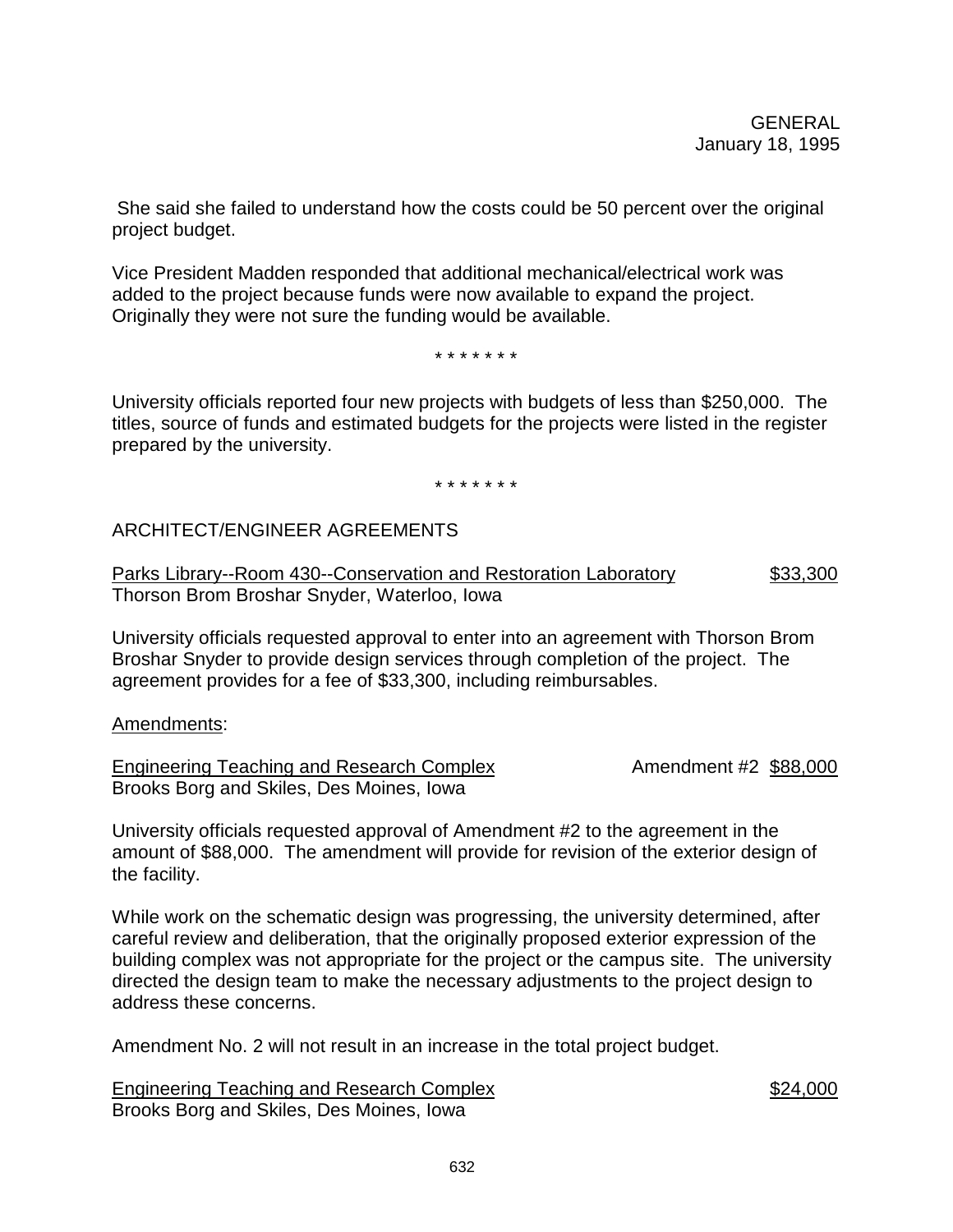She said she failed to understand how the costs could be 50 percent over the original project budget.

Vice President Madden responded that additional mechanical/electrical work was added to the project because funds were now available to expand the project. Originally they were not sure the funding would be available.

\* \* \* \* \* \* \*

University officials reported four new projects with budgets of less than $250,000. The titles, source of funds and estimated budgets for the projects were listed in the register prepared by the university.

\* \* \* \* \* \* \*

ARCHITECT/ENGINEER AGREEMENTS

<u>Parks Library--Room 430--Conservation and Restoration Laboratory</u> <u>$33,300</u>
Thorson Brom Broshar Snyder, Waterloo, Iowa

University officials requested approval to enter into an agreement with Thorson Brom Broshar Snyder to provide design services through completion of the project. The agreement provides for a fee of $33,300, including reimbursables.

<u>Amendments</u>:

<u>Engineering Teaching and Research Complex</u> Amendment #2 <u>$88,000</u>
Brooks Borg and Skiles, Des Moines, Iowa

University officials requested approval of Amendment #2 to the agreement in the amount of $88,000. The amendment will provide for revision of the exterior design of the facility.

While work on the schematic design was progressing, the university determined, after careful review and deliberation, that the originally proposed exterior expression of the building complex was not appropriate for the project or the campus site. The university directed the design team to make the necessary adjustments to the project design to address these concerns.

Amendment No. 2 will not result in an increase in the total project budget.

<u>Engineering Teaching and Research Complex</u> <u>$24,000</u>
Brooks Borg and Skiles, Des Moines, Iowa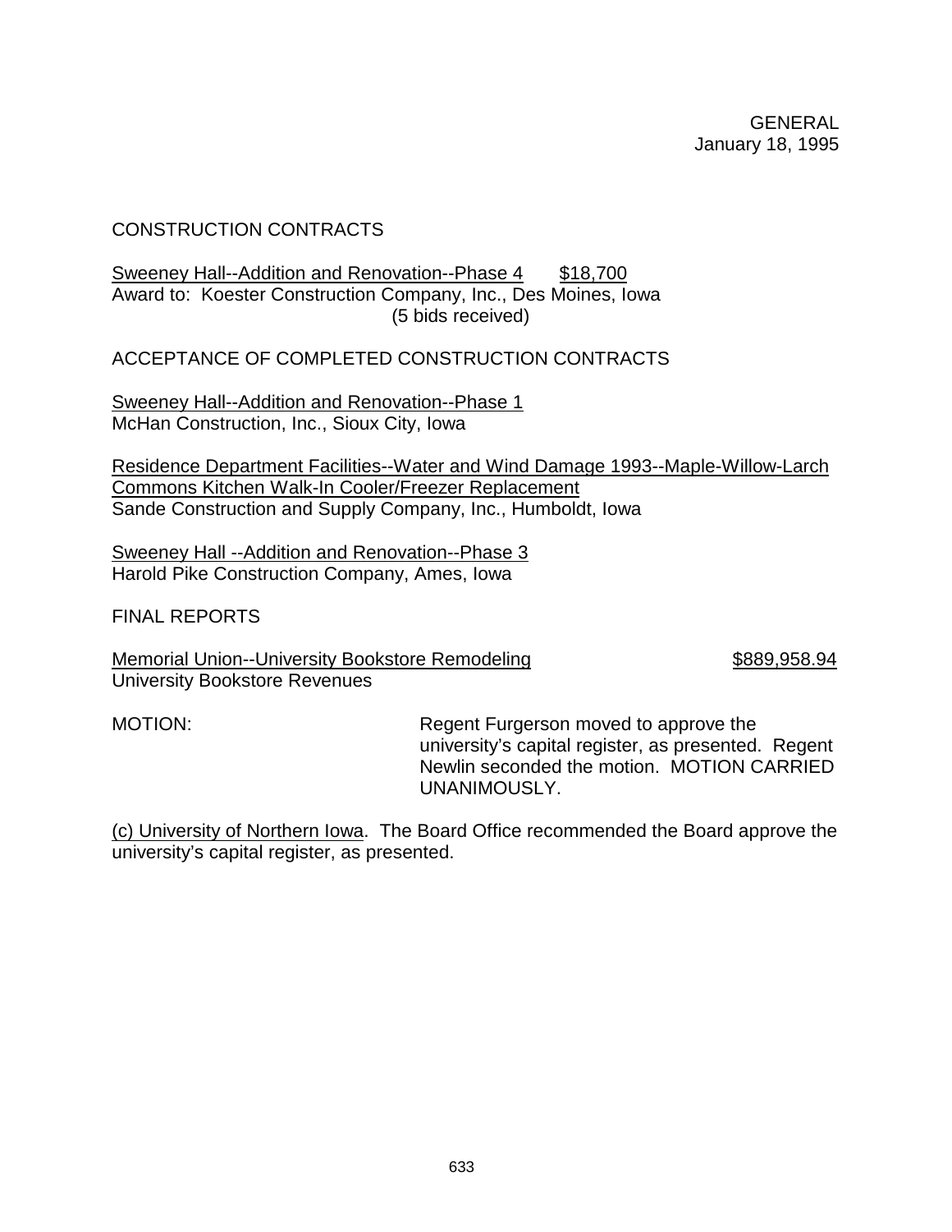CONSTRUCTION CONTRACTS

Sweeney Hall--Addition and Renovation--Phase 4 $18,700
Award to: Koester Construction Company, Inc., Des Moines, Iowa
(5 bids received)

ACCEPTANCE OF COMPLETED CONSTRUCTION CONTRACTS

Sweeney Hall--Addition and Renovation--Phase 1
McHan Construction, Inc., Sioux City, Iowa

Residence Department Facilities--Water and Wind Damage 1993--Maple-Willow-Larch Commons Kitchen Walk-In Cooler/Freezer Replacement
Sande Construction and Supply Company, Inc., Humboldt, Iowa

Sweeney Hall --Addition and Renovation--Phase 3
Harold Pike Construction Company, Ames, Iowa

FINAL REPORTS

Memorial Union--University Bookstore Remodeling $889,958.94
University Bookstore Revenues

MOTION: Regent Furgerson moved to approve the university's capital register, as presented. Regent Newlin seconded the motion. MOTION CARRIED UNANIMOUSLY.

(c) University of Northern Iowa. The Board Office recommended the Board approve the university's capital register, as presented.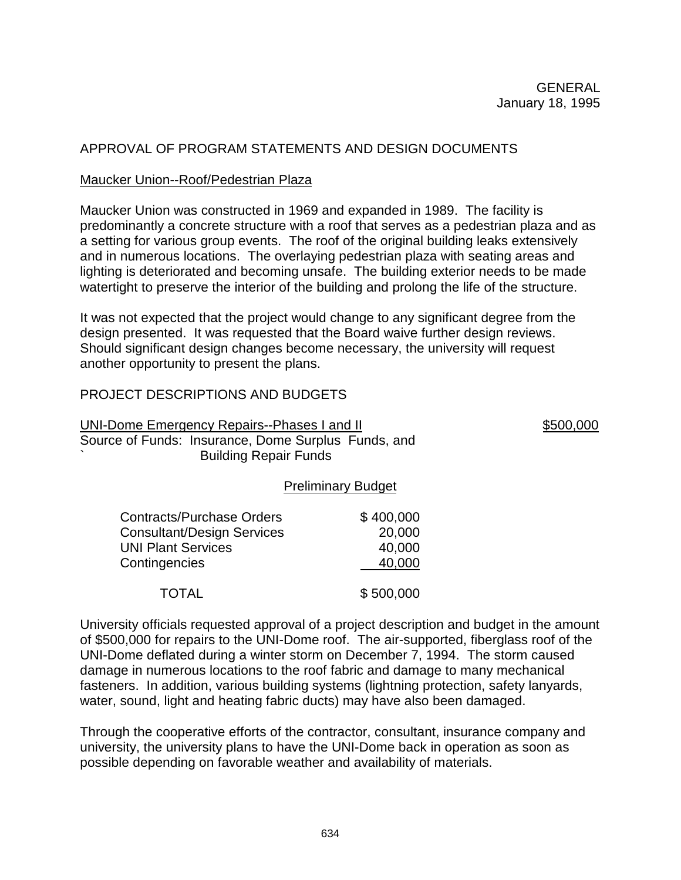GENERAL
January 18, 1995

## APPROVAL OF PROGRAM STATEMENTS AND DESIGN DOCUMENTS

Maucker Union--Roof/Pedestrian Plaza

Maucker Union was constructed in 1969 and expanded in 1989. The facility is predominantly a concrete structure with a roof that serves as a pedestrian plaza and as a setting for various group events. The roof of the original building leaks extensively and in numerous locations. The overlaying pedestrian plaza with seating areas and lighting is deteriorated and becoming unsafe. The building exterior needs to be made watertight to preserve the interior of the building and prolong the life of the structure.

It was not expected that the project would change to any significant degree from the design presented. It was requested that the Board waive further design reviews. Should significant design changes become necessary, the university will request another opportunity to present the plans.

## PROJECT DESCRIPTIONS AND BUDGETS

UNI-Dome Emergency Repairs--Phases I and II — $500,000

Source of Funds: Insurance, Dome Surplus Funds, and Building Repair Funds

Preliminary Budget

| | |
|---|---|
| Contracts/Purchase Orders | $ 400,000 |
| Consultant/Design Services | 20,000 |
| UNI Plant Services | 40,000 |
| Contingencies | 40,000 |
| TOTAL | $ 500,000 |

University officials requested approval of a project description and budget in the amount of $500,000 for repairs to the UNI-Dome roof. The air-supported, fiberglass roof of the UNI-Dome deflated during a winter storm on December 7, 1994. The storm caused damage in numerous locations to the roof fabric and damage to many mechanical fasteners. In addition, various building systems (lightning protection, safety lanyards, water, sound, light and heating fabric ducts) may have also been damaged.

Through the cooperative efforts of the contractor, consultant, insurance company and university, the university plans to have the UNI-Dome back in operation as soon as possible depending on favorable weather and availability of materials.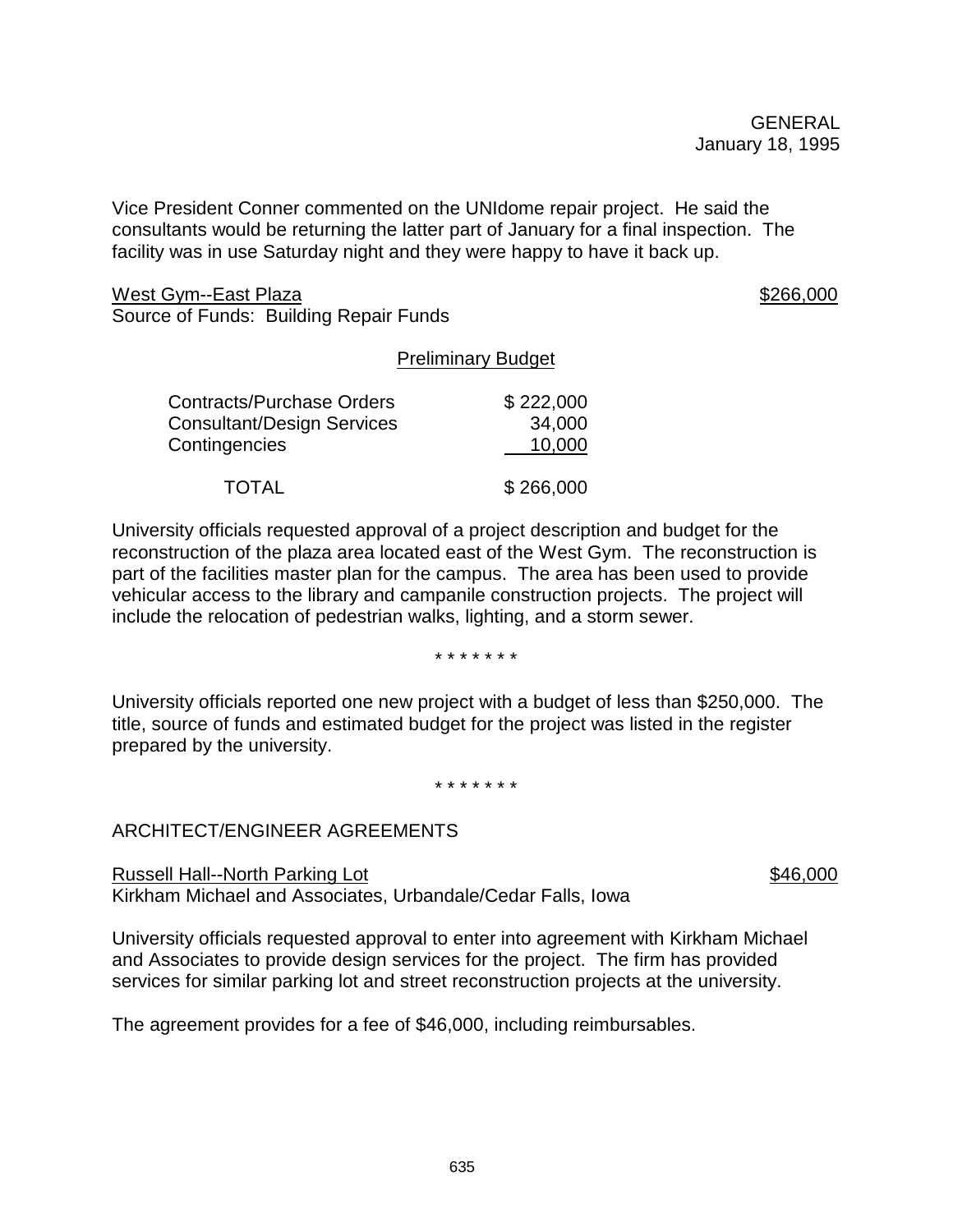Vice President Conner commented on the UNIdome repair project. He said the consultants would be returning the latter part of January for a final inspection. The facility was in use Saturday night and they were happy to have it back up.

<u>West Gym--East Plaza</u> $266,000
Source of Funds: Building Repair Funds

<u>Preliminary Budget</u>

| | |
|---|---|
| Contracts/Purchase Orders | $ 222,000 |
| Consultant/Design Services | 34,000 |
| Contingencies | 10,000 |
| TOTAL | $ 266,000 |

University officials requested approval of a project description and budget for the reconstruction of the plaza area located east of the West Gym. The reconstruction is part of the facilities master plan for the campus. The area has been used to provide vehicular access to the library and campanile construction projects. The project will include the relocation of pedestrian walks, lighting, and a storm sewer.

\* \* \* \* \* \* \*

University officials reported one new project with a budget of less than $250,000. The title, source of funds and estimated budget for the project was listed in the register prepared by the university.

\* \* \* \* \* \* \*

ARCHITECT/ENGINEER AGREEMENTS

<u>Russell Hall--North Parking Lot</u> $46,000
Kirkham Michael and Associates, Urbandale/Cedar Falls, Iowa

University officials requested approval to enter into agreement with Kirkham Michael and Associates to provide design services for the project. The firm has provided services for similar parking lot and street reconstruction projects at the university.

The agreement provides for a fee of $46,000, including reimbursables.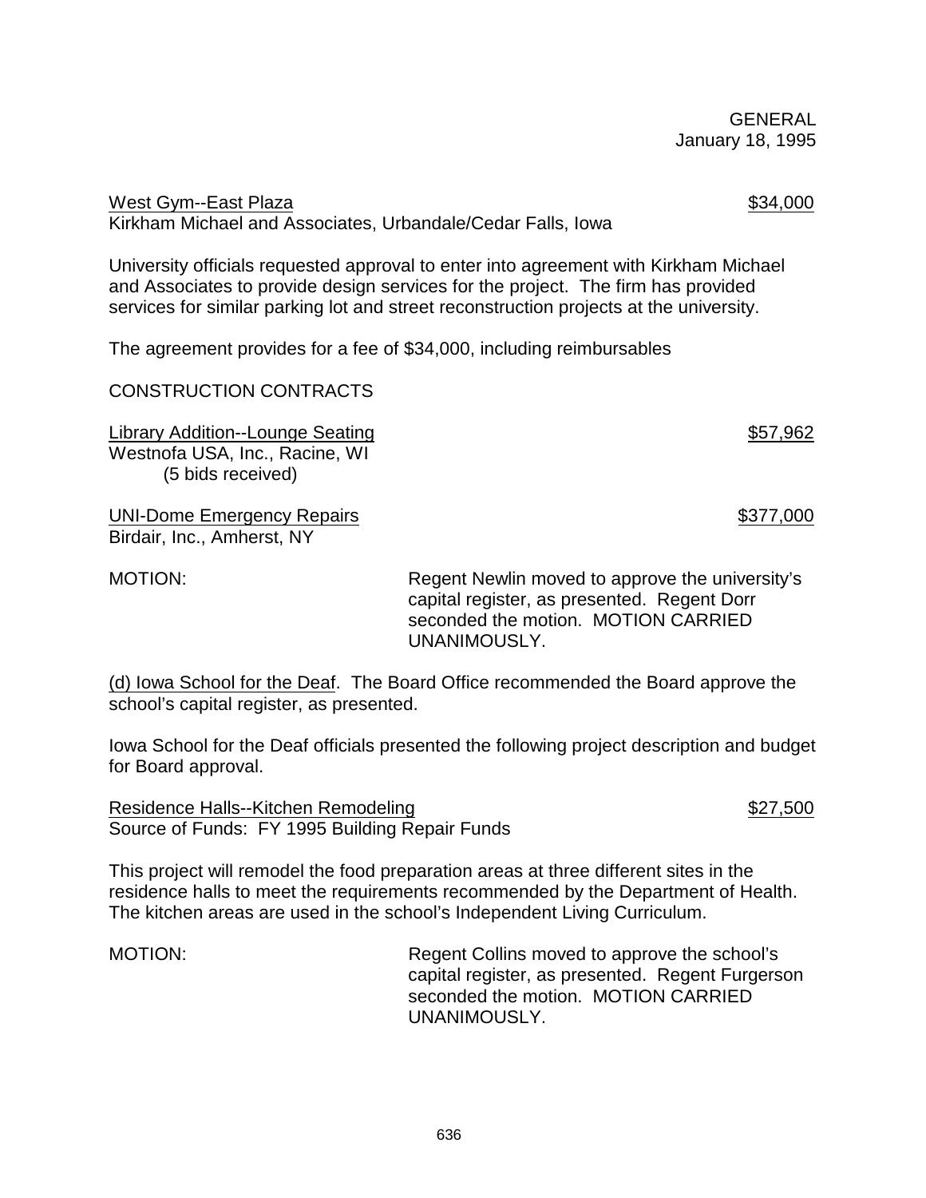West Gym--East Plaza $34,000
Kirkham Michael and Associates, Urbandale/Cedar Falls, Iowa

University officials requested approval to enter into agreement with Kirkham Michael and Associates to provide design services for the project. The firm has provided services for similar parking lot and street reconstruction projects at the university.

The agreement provides for a fee of $34,000, including reimbursables

CONSTRUCTION CONTRACTS

Library Addition--Lounge Seating $57,962
Westnofa USA, Inc., Racine, WI
(5 bids received)

UNI-Dome Emergency Repairs $377,000
Birdair, Inc., Amherst, NY

MOTION: Regent Newlin moved to approve the university's capital register, as presented. Regent Dorr seconded the motion. MOTION CARRIED UNANIMOUSLY.

(d) Iowa School for the Deaf. The Board Office recommended the Board approve the school's capital register, as presented.

Iowa School for the Deaf officials presented the following project description and budget for Board approval.

Residence Halls--Kitchen Remodeling $27,500
Source of Funds: FY 1995 Building Repair Funds

This project will remodel the food preparation areas at three different sites in the residence halls to meet the requirements recommended by the Department of Health. The kitchen areas are used in the school's Independent Living Curriculum.

MOTION: Regent Collins moved to approve the school's capital register, as presented. Regent Furgerson seconded the motion. MOTION CARRIED UNANIMOUSLY.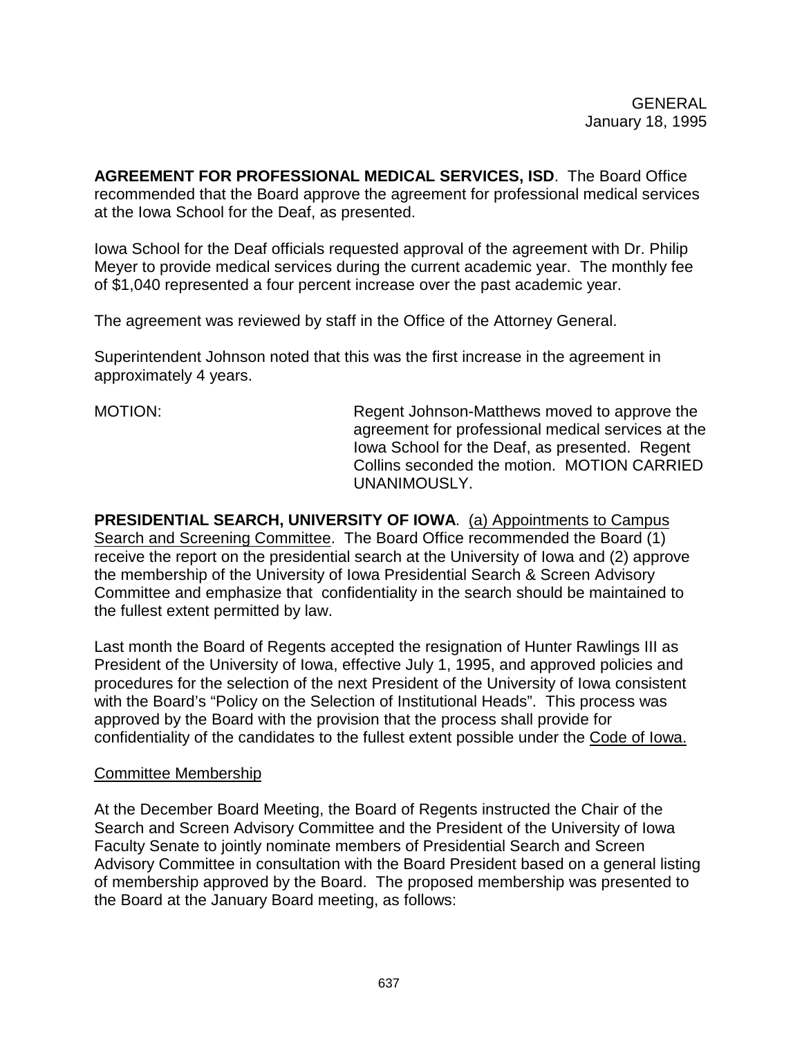GENERAL
January 18, 1995

**AGREEMENT FOR PROFESSIONAL MEDICAL SERVICES, ISD**. The Board Office recommended that the Board approve the agreement for professional medical services at the Iowa School for the Deaf, as presented.

Iowa School for the Deaf officials requested approval of the agreement with Dr. Philip Meyer to provide medical services during the current academic year. The monthly fee of $1,040 represented a four percent increase over the past academic year.

The agreement was reviewed by staff in the Office of the Attorney General.

Superintendent Johnson noted that this was the first increase in the agreement in approximately 4 years.

MOTION: Regent Johnson-Matthews moved to approve the agreement for professional medical services at the Iowa School for the Deaf, as presented. Regent Collins seconded the motion. MOTION CARRIED UNANIMOUSLY.

**PRESIDENTIAL SEARCH, UNIVERSITY OF IOWA**. (a) Appointments to Campus Search and Screening Committee. The Board Office recommended the Board (1) receive the report on the presidential search at the University of Iowa and (2) approve the membership of the University of Iowa Presidential Search & Screen Advisory Committee and emphasize that confidentiality in the search should be maintained to the fullest extent permitted by law.

Last month the Board of Regents accepted the resignation of Hunter Rawlings III as President of the University of Iowa, effective July 1, 1995, and approved policies and procedures for the selection of the next President of the University of Iowa consistent with the Board's "Policy on the Selection of Institutional Heads". This process was approved by the Board with the provision that the process shall provide for confidentiality of the candidates to the fullest extent possible under the Code of Iowa.

Committee Membership

At the December Board Meeting, the Board of Regents instructed the Chair of the Search and Screen Advisory Committee and the President of the University of Iowa Faculty Senate to jointly nominate members of Presidential Search and Screen Advisory Committee in consultation with the Board President based on a general listing of membership approved by the Board. The proposed membership was presented to the Board at the January Board meeting, as follows: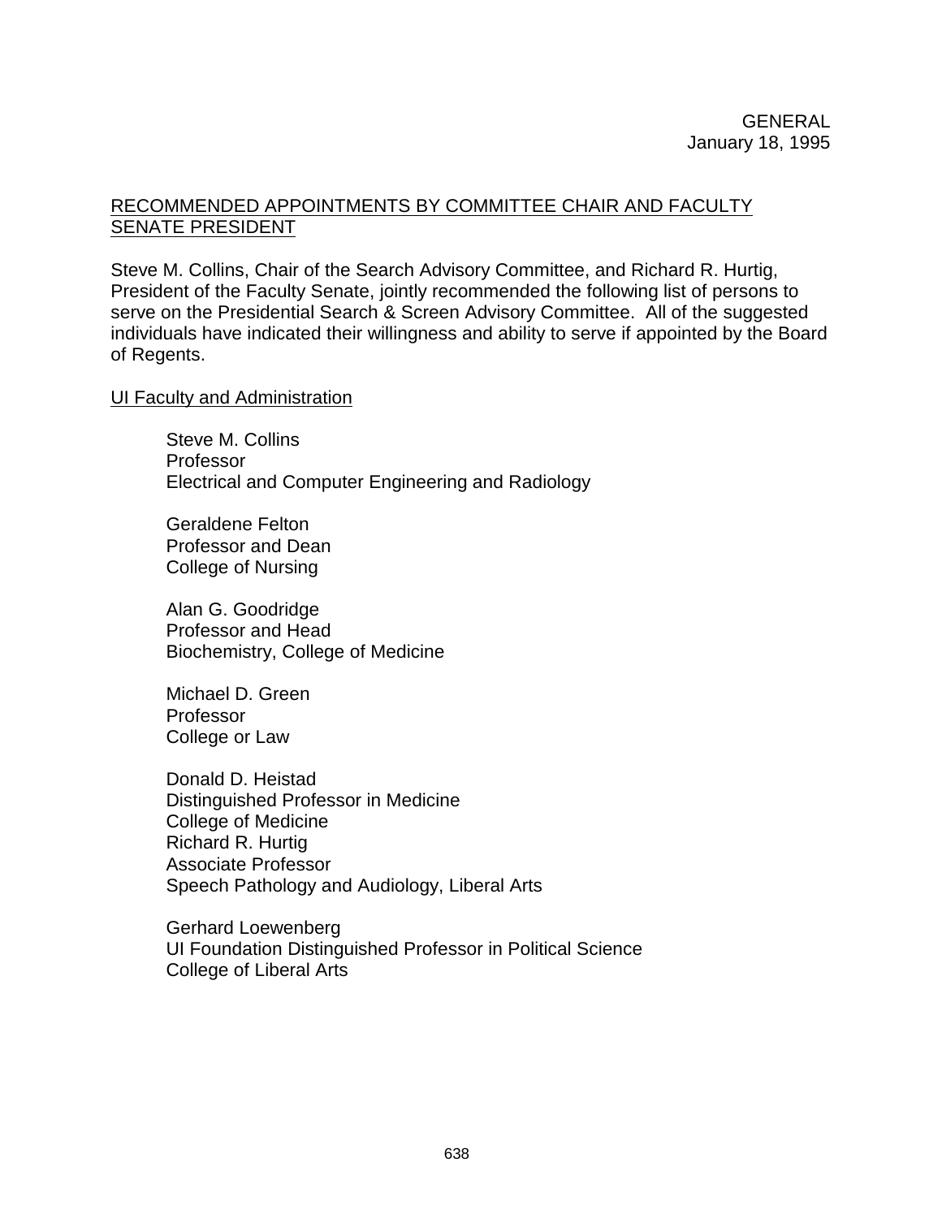GENERAL
January 18, 1995

RECOMMENDED APPOINTMENTS BY COMMITTEE CHAIR AND FACULTY SENATE PRESIDENT

Steve M. Collins, Chair of the Search Advisory Committee, and Richard R. Hurtig, President of the Faculty Senate, jointly recommended the following list of persons to serve on the Presidential Search & Screen Advisory Committee. All of the suggested individuals have indicated their willingness and ability to serve if appointed by the Board of Regents.

UI Faculty and Administration

Steve M. Collins
Professor
Electrical and Computer Engineering and Radiology

Geraldene Felton
Professor and Dean
College of Nursing

Alan G. Goodridge
Professor and Head
Biochemistry, College of Medicine

Michael D. Green
Professor
College or Law

Donald D. Heistad
Distinguished Professor in Medicine
College of Medicine
Richard R. Hurtig
Associate Professor
Speech Pathology and Audiology, Liberal Arts

Gerhard Loewenberg
UI Foundation Distinguished Professor in Political Science
College of Liberal Arts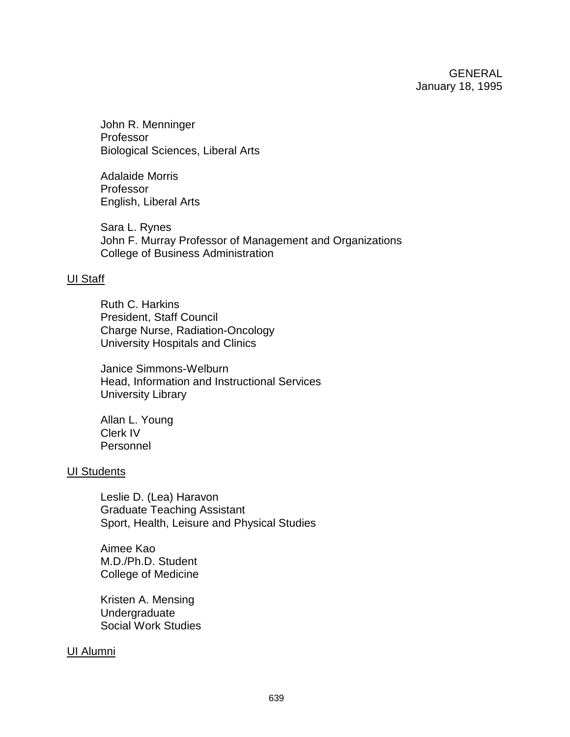John R. Menninger
Professor
Biological Sciences, Liberal Arts

Adalaide Morris
Professor
English, Liberal Arts

Sara L. Rynes
John F. Murray Professor of Management and Organizations
College of Business Administration

UI Staff

Ruth C. Harkins
President, Staff Council
Charge Nurse, Radiation-Oncology
University Hospitals and Clinics

Janice Simmons-Welburn
Head, Information and Instructional Services
University Library

Allan L. Young
Clerk IV
Personnel

UI Students

Leslie D. (Lea) Haravon
Graduate Teaching Assistant
Sport, Health, Leisure and Physical Studies

Aimee Kao
M.D./Ph.D. Student
College of Medicine

Kristen A. Mensing
Undergraduate
Social Work Studies

UI Alumni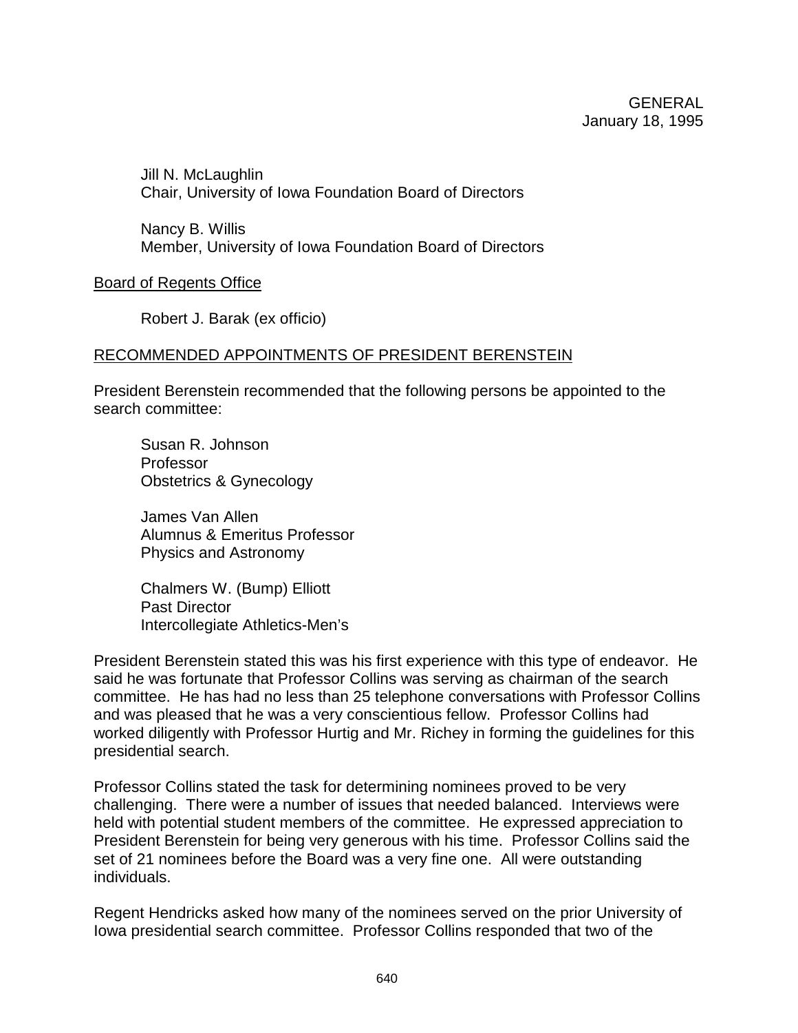Jill N. McLaughlin
Chair, University of Iowa Foundation Board of Directors

Nancy B. Willis
Member, University of Iowa Foundation Board of Directors

Board of Regents Office

Robert J. Barak (ex officio)

RECOMMENDED APPOINTMENTS OF PRESIDENT BERENSTEIN

President Berenstein recommended that the following persons be appointed to the search committee:

Susan R. Johnson
Professor
Obstetrics & Gynecology

James Van Allen
Alumnus & Emeritus Professor
Physics and Astronomy

Chalmers W. (Bump) Elliott
Past Director
Intercollegiate Athletics-Men's

President Berenstein stated this was his first experience with this type of endeavor. He said he was fortunate that Professor Collins was serving as chairman of the search committee. He has had no less than 25 telephone conversations with Professor Collins and was pleased that he was a very conscientious fellow. Professor Collins had worked diligently with Professor Hurtig and Mr. Richey in forming the guidelines for this presidential search.

Professor Collins stated the task for determining nominees proved to be very challenging. There were a number of issues that needed balanced. Interviews were held with potential student members of the committee. He expressed appreciation to President Berenstein for being very generous with his time. Professor Collins said the set of 21 nominees before the Board was a very fine one. All were outstanding individuals.

Regent Hendricks asked how many of the nominees served on the prior University of Iowa presidential search committee. Professor Collins responded that two of the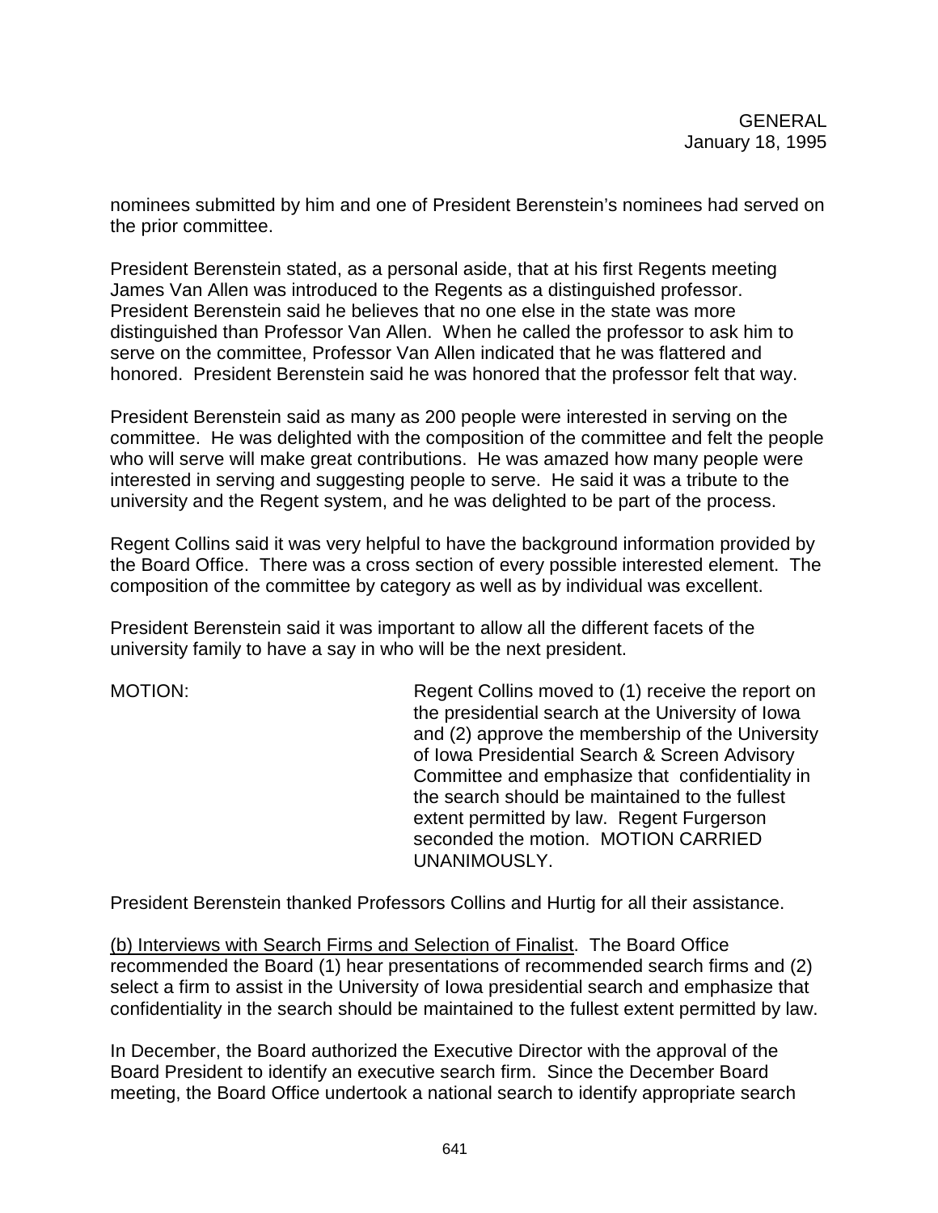nominees submitted by him and one of President Berenstein's nominees had served on the prior committee.

President Berenstein stated, as a personal aside, that at his first Regents meeting James Van Allen was introduced to the Regents as a distinguished professor. President Berenstein said he believes that no one else in the state was more distinguished than Professor Van Allen. When he called the professor to ask him to serve on the committee, Professor Van Allen indicated that he was flattered and honored. President Berenstein said he was honored that the professor felt that way.

President Berenstein said as many as 200 people were interested in serving on the committee. He was delighted with the composition of the committee and felt the people who will serve will make great contributions. He was amazed how many people were interested in serving and suggesting people to serve. He said it was a tribute to the university and the Regent system, and he was delighted to be part of the process.

Regent Collins said it was very helpful to have the background information provided by the Board Office. There was a cross section of every possible interested element. The composition of the committee by category as well as by individual was excellent.

President Berenstein said it was important to allow all the different facets of the university family to have a say in who will be the next president.

MOTION: Regent Collins moved to (1) receive the report on the presidential search at the University of Iowa and (2) approve the membership of the University of Iowa Presidential Search & Screen Advisory Committee and emphasize that confidentiality in the search should be maintained to the fullest extent permitted by law. Regent Furgerson seconded the motion. MOTION CARRIED UNANIMOUSLY.

President Berenstein thanked Professors Collins and Hurtig for all their assistance.

<u>(b) Interviews with Search Firms and Selection of Finalist</u>. The Board Office recommended the Board (1) hear presentations of recommended search firms and (2) select a firm to assist in the University of Iowa presidential search and emphasize that confidentiality in the search should be maintained to the fullest extent permitted by law.

In December, the Board authorized the Executive Director with the approval of the Board President to identify an executive search firm. Since the December Board meeting, the Board Office undertook a national search to identify appropriate search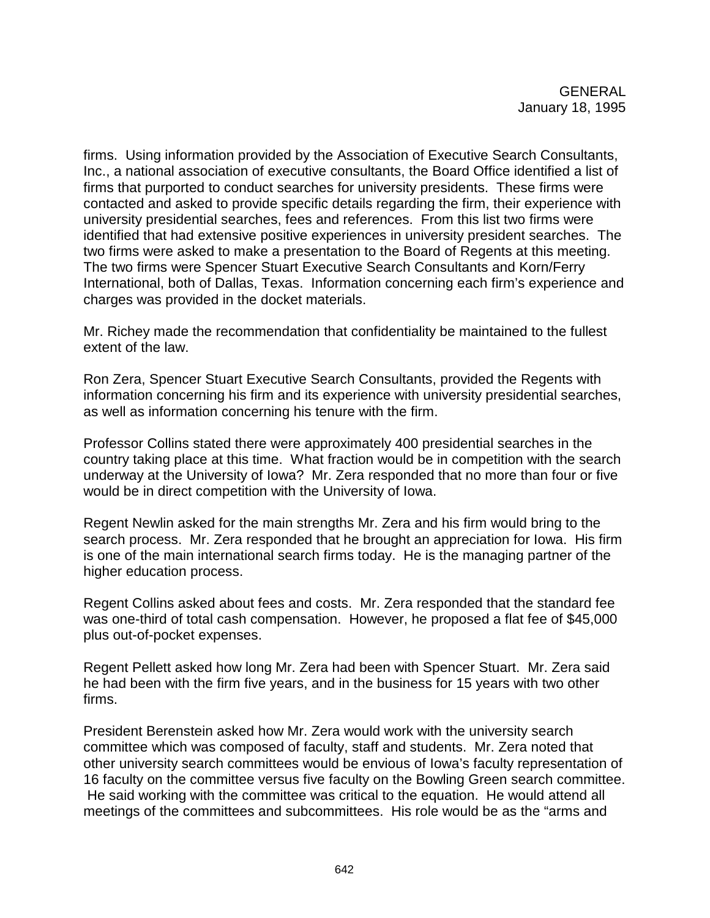firms. Using information provided by the Association of Executive Search Consultants, Inc., a national association of executive consultants, the Board Office identified a list of firms that purported to conduct searches for university presidents. These firms were contacted and asked to provide specific details regarding the firm, their experience with university presidential searches, fees and references. From this list two firms were identified that had extensive positive experiences in university president searches. The two firms were asked to make a presentation to the Board of Regents at this meeting. The two firms were Spencer Stuart Executive Search Consultants and Korn/Ferry International, both of Dallas, Texas. Information concerning each firm's experience and charges was provided in the docket materials.

Mr. Richey made the recommendation that confidentiality be maintained to the fullest extent of the law.

Ron Zera, Spencer Stuart Executive Search Consultants, provided the Regents with information concerning his firm and its experience with university presidential searches, as well as information concerning his tenure with the firm.

Professor Collins stated there were approximately 400 presidential searches in the country taking place at this time. What fraction would be in competition with the search underway at the University of Iowa? Mr. Zera responded that no more than four or five would be in direct competition with the University of Iowa.

Regent Newlin asked for the main strengths Mr. Zera and his firm would bring to the search process. Mr. Zera responded that he brought an appreciation for Iowa. His firm is one of the main international search firms today. He is the managing partner of the higher education process.

Regent Collins asked about fees and costs. Mr. Zera responded that the standard fee was one-third of total cash compensation. However, he proposed a flat fee of $45,000 plus out-of-pocket expenses.

Regent Pellett asked how long Mr. Zera had been with Spencer Stuart. Mr. Zera said he had been with the firm five years, and in the business for 15 years with two other firms.

President Berenstein asked how Mr. Zera would work with the university search committee which was composed of faculty, staff and students. Mr. Zera noted that other university search committees would be envious of Iowa's faculty representation of 16 faculty on the committee versus five faculty on the Bowling Green search committee. He said working with the committee was critical to the equation. He would attend all meetings of the committees and subcommittees. His role would be as the "arms and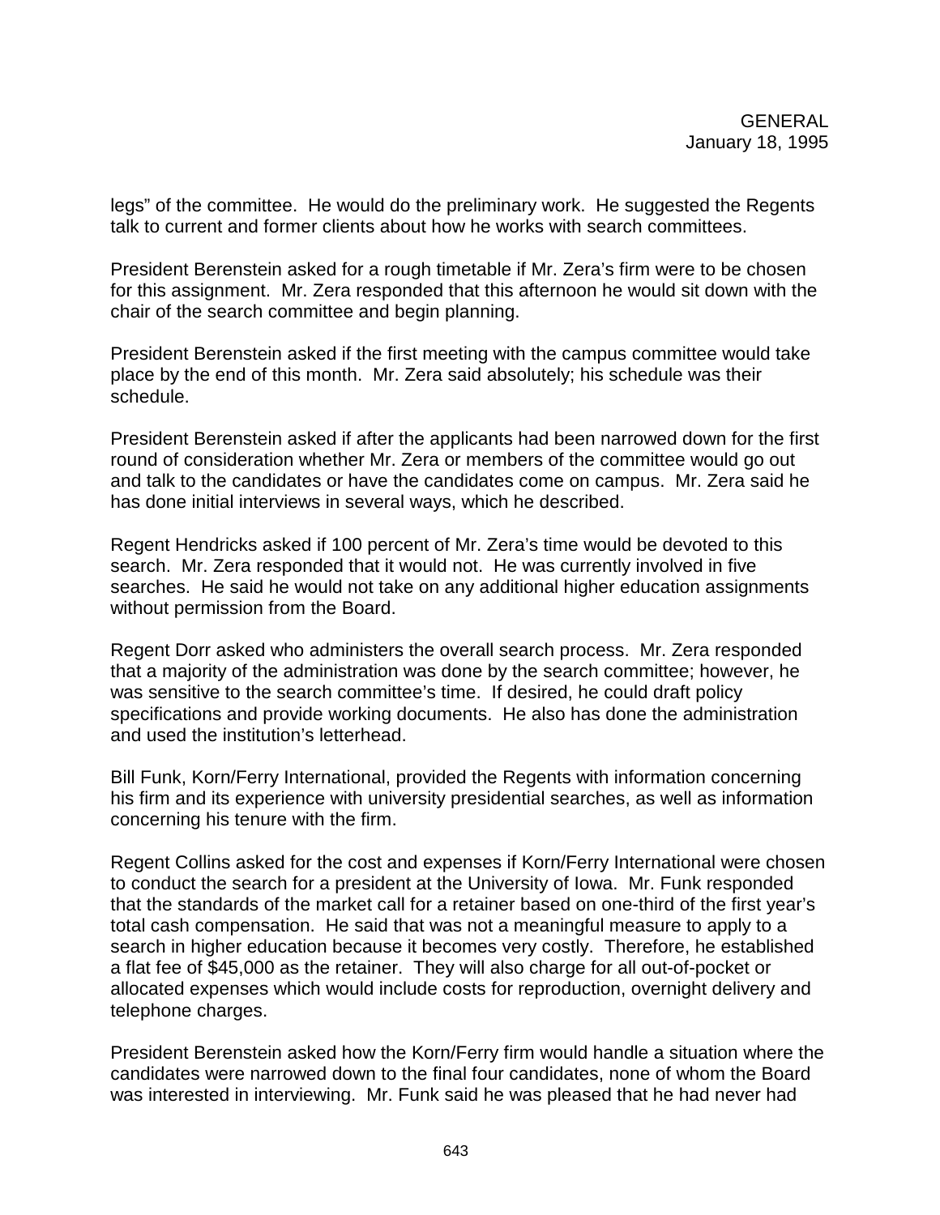legs" of the committee. He would do the preliminary work. He suggested the Regents talk to current and former clients about how he works with search committees.

President Berenstein asked for a rough timetable if Mr. Zera's firm were to be chosen for this assignment. Mr. Zera responded that this afternoon he would sit down with the chair of the search committee and begin planning.

President Berenstein asked if the first meeting with the campus committee would take place by the end of this month. Mr. Zera said absolutely; his schedule was their schedule.

President Berenstein asked if after the applicants had been narrowed down for the first round of consideration whether Mr. Zera or members of the committee would go out and talk to the candidates or have the candidates come on campus. Mr. Zera said he has done initial interviews in several ways, which he described.

Regent Hendricks asked if 100 percent of Mr. Zera's time would be devoted to this search. Mr. Zera responded that it would not. He was currently involved in five searches. He said he would not take on any additional higher education assignments without permission from the Board.

Regent Dorr asked who administers the overall search process. Mr. Zera responded that a majority of the administration was done by the search committee; however, he was sensitive to the search committee's time. If desired, he could draft policy specifications and provide working documents. He also has done the administration and used the institution's letterhead.

Bill Funk, Korn/Ferry International, provided the Regents with information concerning his firm and its experience with university presidential searches, as well as information concerning his tenure with the firm.

Regent Collins asked for the cost and expenses if Korn/Ferry International were chosen to conduct the search for a president at the University of Iowa. Mr. Funk responded that the standards of the market call for a retainer based on one-third of the first year's total cash compensation. He said that was not a meaningful measure to apply to a search in higher education because it becomes very costly. Therefore, he established a flat fee of $45,000 as the retainer. They will also charge for all out-of-pocket or allocated expenses which would include costs for reproduction, overnight delivery and telephone charges.

President Berenstein asked how the Korn/Ferry firm would handle a situation where the candidates were narrowed down to the final four candidates, none of whom the Board was interested in interviewing. Mr. Funk said he was pleased that he had never had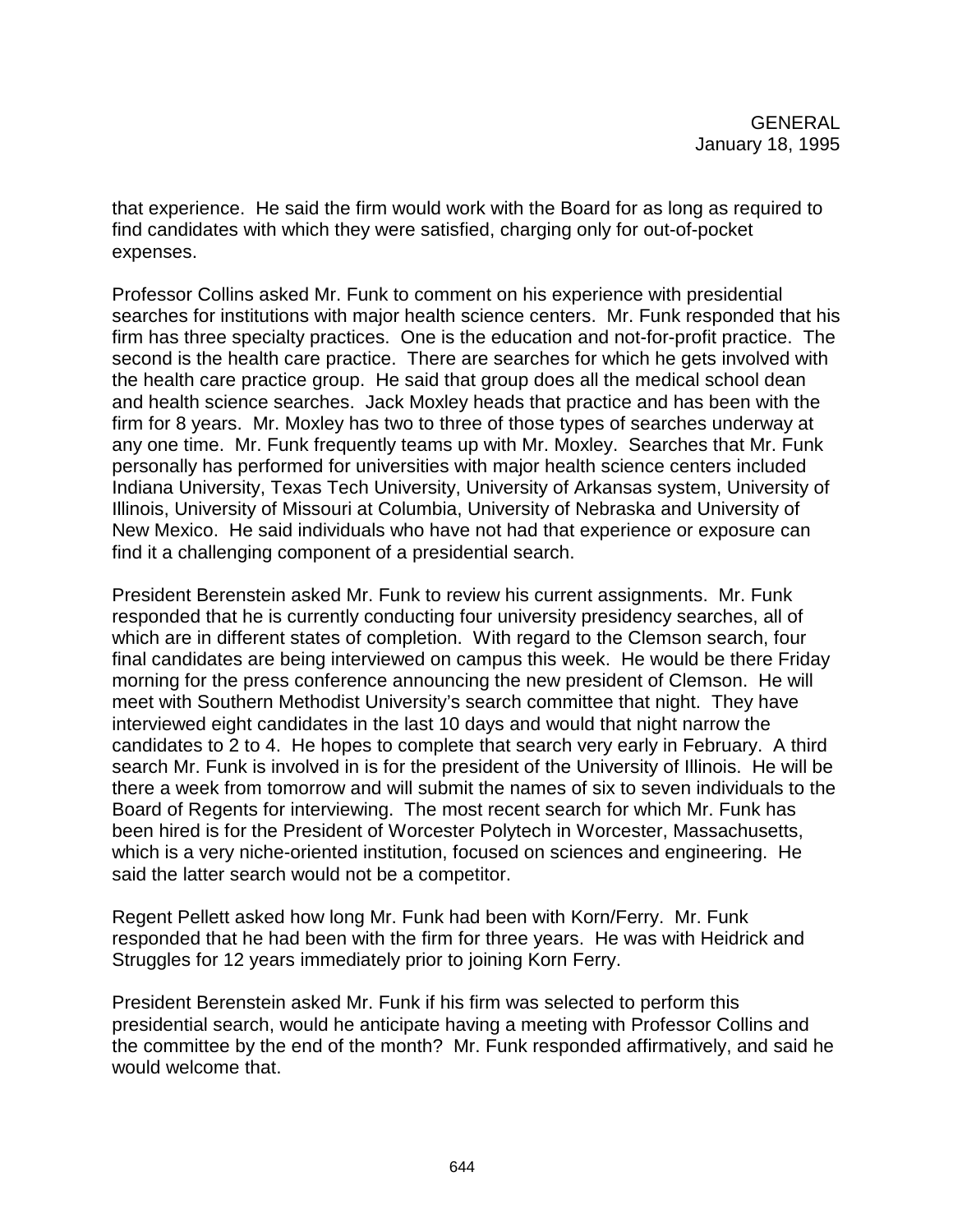that experience. He said the firm would work with the Board for as long as required to find candidates with which they were satisfied, charging only for out-of-pocket expenses.

Professor Collins asked Mr. Funk to comment on his experience with presidential searches for institutions with major health science centers. Mr. Funk responded that his firm has three specialty practices. One is the education and not-for-profit practice. The second is the health care practice. There are searches for which he gets involved with the health care practice group. He said that group does all the medical school dean and health science searches. Jack Moxley heads that practice and has been with the firm for 8 years. Mr. Moxley has two to three of those types of searches underway at any one time. Mr. Funk frequently teams up with Mr. Moxley. Searches that Mr. Funk personally has performed for universities with major health science centers included Indiana University, Texas Tech University, University of Arkansas system, University of Illinois, University of Missouri at Columbia, University of Nebraska and University of New Mexico. He said individuals who have not had that experience or exposure can find it a challenging component of a presidential search.

President Berenstein asked Mr. Funk to review his current assignments. Mr. Funk responded that he is currently conducting four university presidency searches, all of which are in different states of completion. With regard to the Clemson search, four final candidates are being interviewed on campus this week. He would be there Friday morning for the press conference announcing the new president of Clemson. He will meet with Southern Methodist University's search committee that night. They have interviewed eight candidates in the last 10 days and would that night narrow the candidates to 2 to 4. He hopes to complete that search very early in February. A third search Mr. Funk is involved in is for the president of the University of Illinois. He will be there a week from tomorrow and will submit the names of six to seven individuals to the Board of Regents for interviewing. The most recent search for which Mr. Funk has been hired is for the President of Worcester Polytech in Worcester, Massachusetts, which is a very niche-oriented institution, focused on sciences and engineering. He said the latter search would not be a competitor.

Regent Pellett asked how long Mr. Funk had been with Korn/Ferry. Mr. Funk responded that he had been with the firm for three years. He was with Heidrick and Struggles for 12 years immediately prior to joining Korn Ferry.

President Berenstein asked Mr. Funk if his firm was selected to perform this presidential search, would he anticipate having a meeting with Professor Collins and the committee by the end of the month? Mr. Funk responded affirmatively, and said he would welcome that.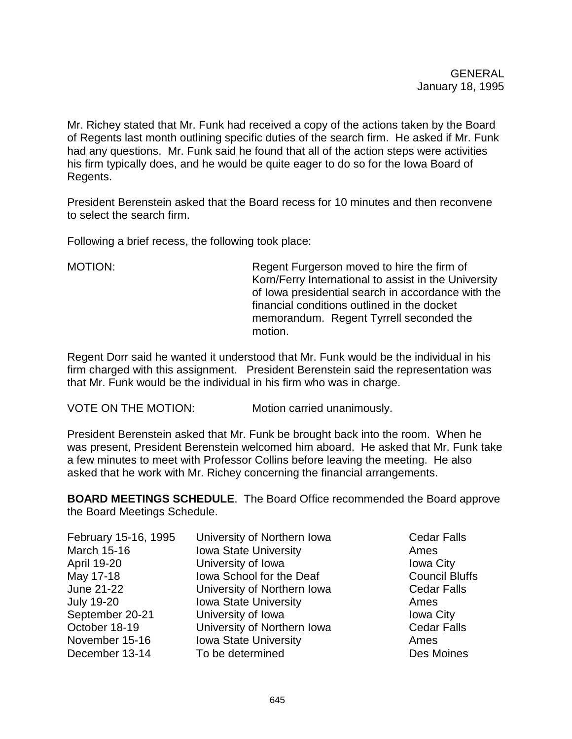Mr. Richey stated that Mr. Funk had received a copy of the actions taken by the Board of Regents last month outlining specific duties of the search firm. He asked if Mr. Funk had any questions. Mr. Funk said he found that all of the action steps were activities his firm typically does, and he would be quite eager to do so for the Iowa Board of Regents.

President Berenstein asked that the Board recess for 10 minutes and then reconvene to select the search firm.

Following a brief recess, the following took place:

MOTION: Regent Furgerson moved to hire the firm of Korn/Ferry International to assist in the University of Iowa presidential search in accordance with the financial conditions outlined in the docket memorandum. Regent Tyrrell seconded the motion.

Regent Dorr said he wanted it understood that Mr. Funk would be the individual in his firm charged with this assignment. President Berenstein said the representation was that Mr. Funk would be the individual in his firm who was in charge.

VOTE ON THE MOTION: Motion carried unanimously.

President Berenstein asked that Mr. Funk be brought back into the room. When he was present, President Berenstein welcomed him aboard. He asked that Mr. Funk take a few minutes to meet with Professor Collins before leaving the meeting. He also asked that he work with Mr. Richey concerning the financial arrangements.

**BOARD MEETINGS SCHEDULE**. The Board Office recommended the Board approve the Board Meetings Schedule.

| | | |
|---|---|---|
| February 15-16, 1995 | University of Northern Iowa | Cedar Falls |
| March 15-16 | Iowa State University | Ames |
| April 19-20 | University of Iowa | Iowa City |
| May 17-18 | Iowa School for the Deaf | Council Bluffs |
| June 21-22 | University of Northern Iowa | Cedar Falls |
| July 19-20 | Iowa State University | Ames |
| September 20-21 | University of Iowa | Iowa City |
| October 18-19 | University of Northern Iowa | Cedar Falls |
| November 15-16 | Iowa State University | Ames |
| December 13-14 | To be determined | Des Moines |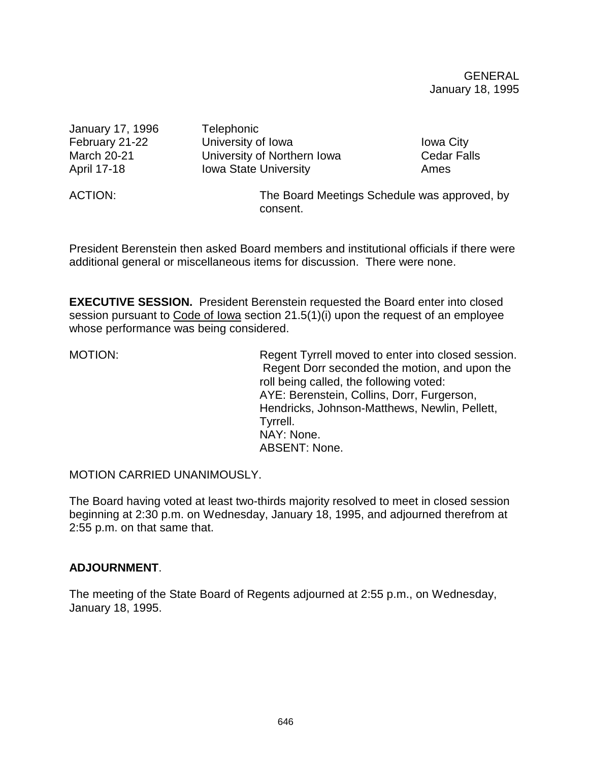| | | |
|---|---|---|
| January 17, 1996 | Telephonic | |
| February 21-22 | University of Iowa | Iowa City |
| March 20-21 | University of Northern Iowa | Cedar Falls |
| April 17-18 | Iowa State University | Ames |

ACTION: The Board Meetings Schedule was approved, by consent.

President Berenstein then asked Board members and institutional officials if there were additional general or miscellaneous items for discussion. There were none.

**EXECUTIVE SESSION.** President Berenstein requested the Board enter into closed session pursuant to Code of Iowa section 21.5(1)(i) upon the request of an employee whose performance was being considered.

MOTION: Regent Tyrrell moved to enter into closed session. Regent Dorr seconded the motion, and upon the roll being called, the following voted:
AYE: Berenstein, Collins, Dorr, Furgerson, Hendricks, Johnson-Matthews, Newlin, Pellett, Tyrrell.
NAY: None.
ABSENT: None.

MOTION CARRIED UNANIMOUSLY.

The Board having voted at least two-thirds majority resolved to meet in closed session beginning at 2:30 p.m. on Wednesday, January 18, 1995, and adjourned therefrom at 2:55 p.m. on that same that.

**ADJOURNMENT**.

The meeting of the State Board of Regents adjourned at 2:55 p.m., on Wednesday, January 18, 1995.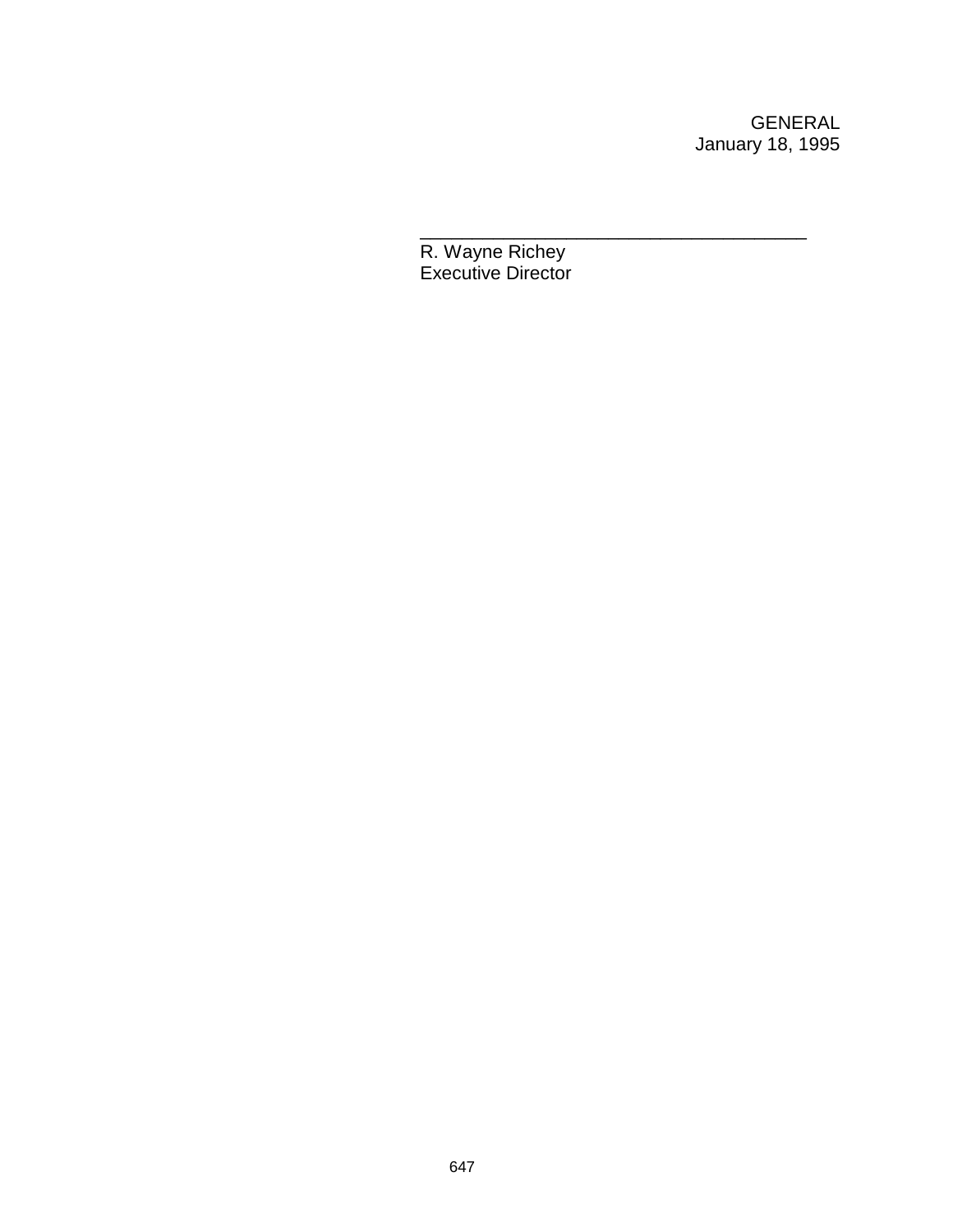GENERAL
January 18, 1995

\_\_\_\_\_\_\_\_\_\_\_\_\_\_\_\_\_\_\_\_\_\_\_\_\_\_\_\_\_\_\_\_\_\_\_\_\_\_

R. Wayne Richey
Executive Director